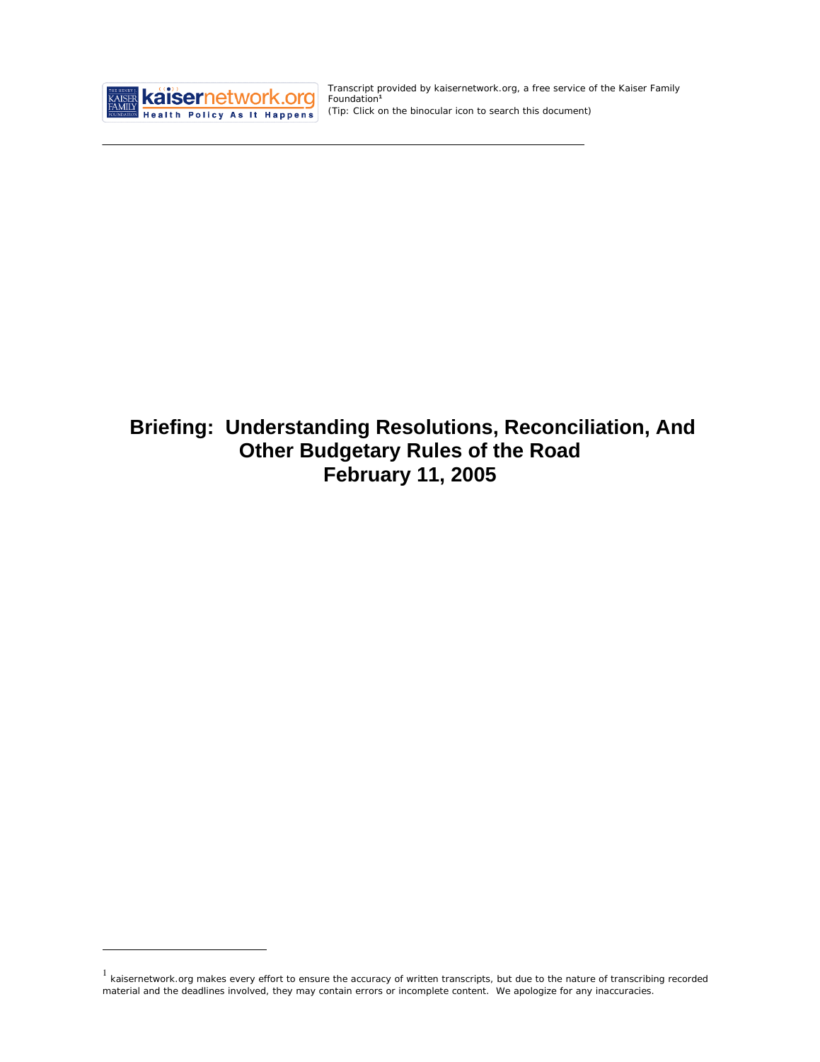Transcript provided by kaisernetwork.org, a free service of the Kaiser Family Foundation[1]
*(Tip: Click on the binocular icon to search this document)*

# Briefing: Understanding Resolutions, Reconciliation, And Other Budgetary Rules of the Road
# February 11, 2005

[1] kaisernetwork.org makes every effort to ensure the accuracy of written transcripts, but due to the nature of transcribing recorded material and the deadlines involved, they may contain errors or incomplete content. We apologize for any inaccuracies.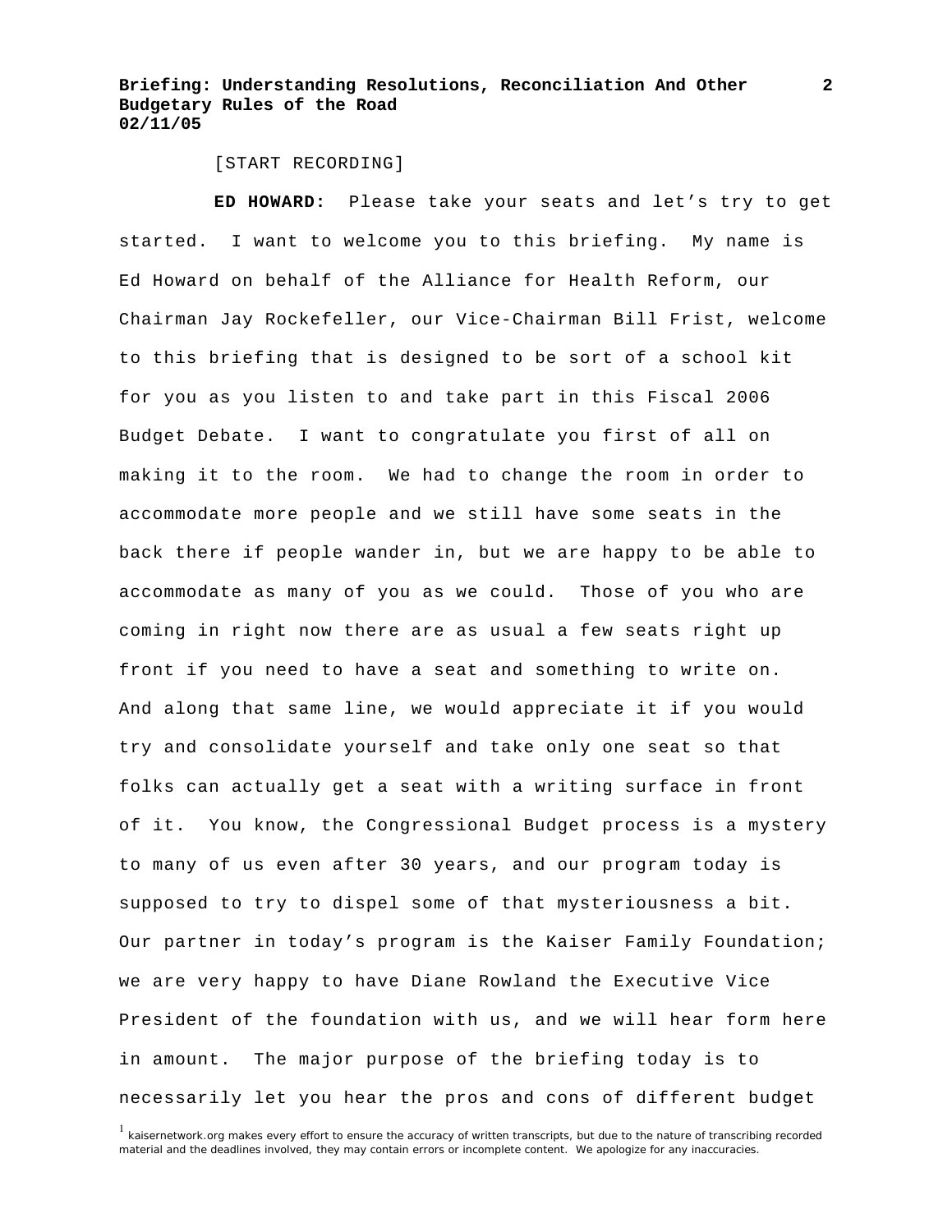[START RECORDING]

**ED HOWARD:** Please take your seats and let's try to get started. I want to welcome you to this briefing. My name is Ed Howard on behalf of the Alliance for Health Reform, our Chairman Jay Rockefeller, our Vice-Chairman Bill Frist, welcome to this briefing that is designed to be sort of a school kit for you as you listen to and take part in this Fiscal 2006 Budget Debate. I want to congratulate you first of all on making it to the room. We had to change the room in order to accommodate more people and we still have some seats in the back there if people wander in, but we are happy to be able to accommodate as many of you as we could. Those of you who are coming in right now there are as usual a few seats right up front if you need to have a seat and something to write on. And along that same line, we would appreciate it if you would try and consolidate yourself and take only one seat so that folks can actually get a seat with a writing surface in front of it. You know, the Congressional Budget process is a mystery to many of us even after 30 years, and our program today is supposed to try to dispel some of that mysteriousness a bit. Our partner in today's program is the Kaiser Family Foundation; we are very happy to have Diane Rowland the Executive Vice President of the foundation with us, and we will hear form here in amount. The major purpose of the briefing today is to necessarily let you hear the pros and cons of different budget

[1] kaisernetwork.org makes every effort to ensure the accuracy of written transcripts, but due to the nature of transcribing recorded material and the deadlines involved, they may contain errors or incomplete content. We apologize for any inaccuracies.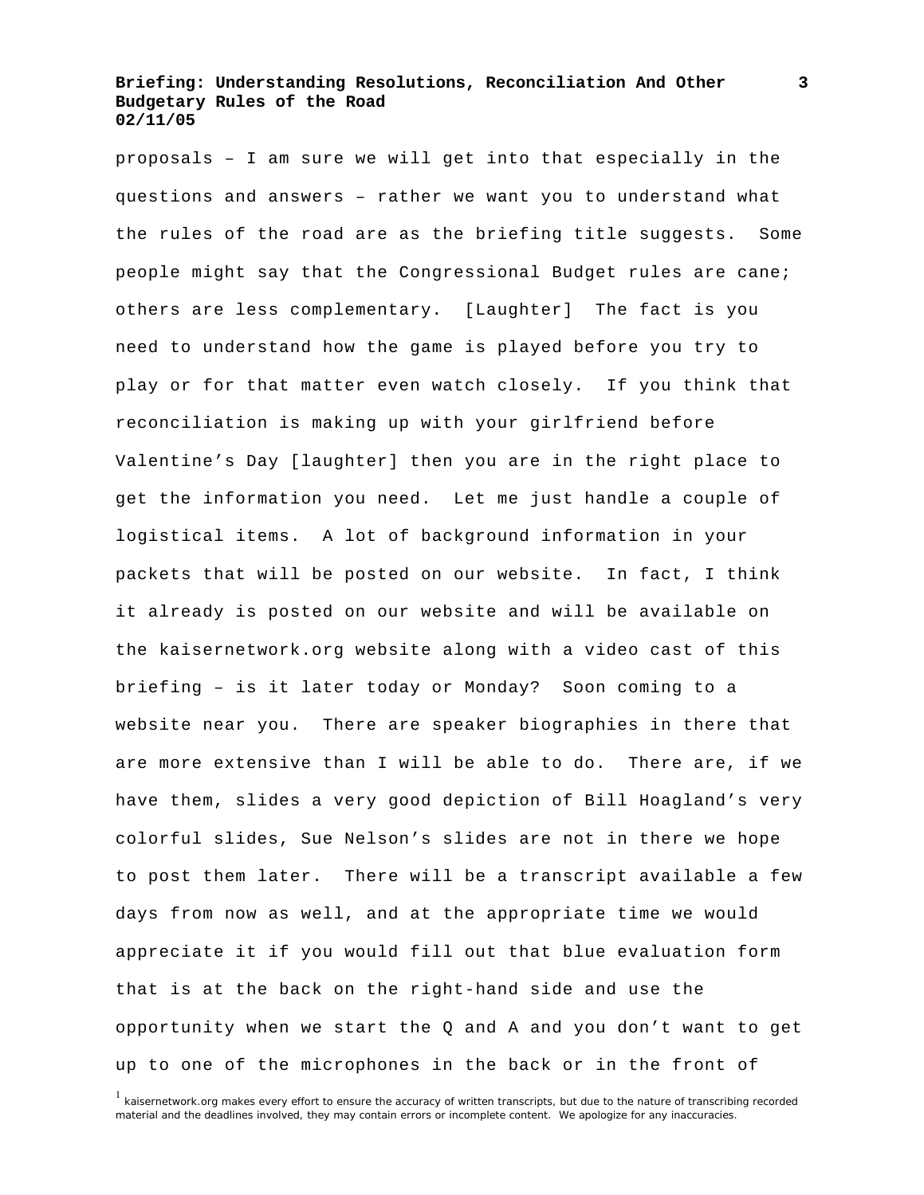proposals – I am sure we will get into that especially in the questions and answers – rather we want you to understand what the rules of the road are as the briefing title suggests. Some people might say that the Congressional Budget rules are cane; others are less complementary. [Laughter] The fact is you need to understand how the game is played before you try to play or for that matter even watch closely. If you think that reconciliation is making up with your girlfriend before Valentine's Day [laughter] then you are in the right place to get the information you need. Let me just handle a couple of logistical items. A lot of background information in your packets that will be posted on our website. In fact, I think it already is posted on our website and will be available on the kaisernetwork.org website along with a video cast of this briefing – is it later today or Monday? Soon coming to a website near you. There are speaker biographies in there that are more extensive than I will be able to do. There are, if we have them, slides a very good depiction of Bill Hoagland's very colorful slides, Sue Nelson's slides are not in there we hope to post them later. There will be a transcript available a few days from now as well, and at the appropriate time we would appreciate it if you would fill out that blue evaluation form that is at the back on the right-hand side and use the opportunity when we start the Q and A and you don't want to get up to one of the microphones in the back or in the front of

[1] kaisernetwork.org makes every effort to ensure the accuracy of written transcripts, but due to the nature of transcribing recorded material and the deadlines involved, they may contain errors or incomplete content. We apologize for any inaccuracies.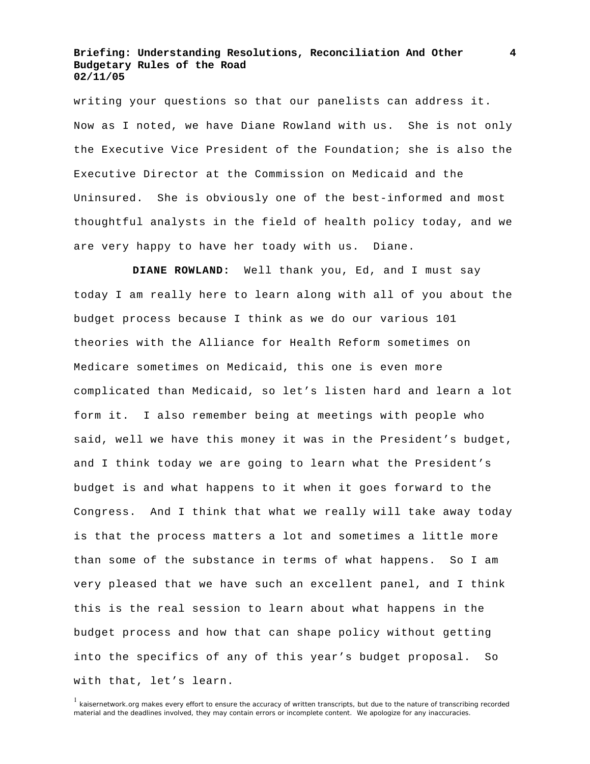writing your questions so that our panelists can address it. Now as I noted, we have Diane Rowland with us. She is not only the Executive Vice President of the Foundation; she is also the Executive Director at the Commission on Medicaid and the Uninsured. She is obviously one of the best-informed and most thoughtful analysts in the field of health policy today, and we are very happy to have her toady with us. Diane.

**DIANE ROWLAND:** Well thank you, Ed, and I must say today I am really here to learn along with all of you about the budget process because I think as we do our various 101 theories with the Alliance for Health Reform sometimes on Medicare sometimes on Medicaid, this one is even more complicated than Medicaid, so let's listen hard and learn a lot form it. I also remember being at meetings with people who said, well we have this money it was in the President's budget, and I think today we are going to learn what the President's budget is and what happens to it when it goes forward to the Congress. And I think that what we really will take away today is that the process matters a lot and sometimes a little more than some of the substance in terms of what happens. So I am very pleased that we have such an excellent panel, and I think this is the real session to learn about what happens in the budget process and how that can shape policy without getting into the specifics of any of this year's budget proposal. So with that, let's learn.

[1] kaisernetwork.org makes every effort to ensure the accuracy of written transcripts, but due to the nature of transcribing recorded material and the deadlines involved, they may contain errors or incomplete content. We apologize for any inaccuracies.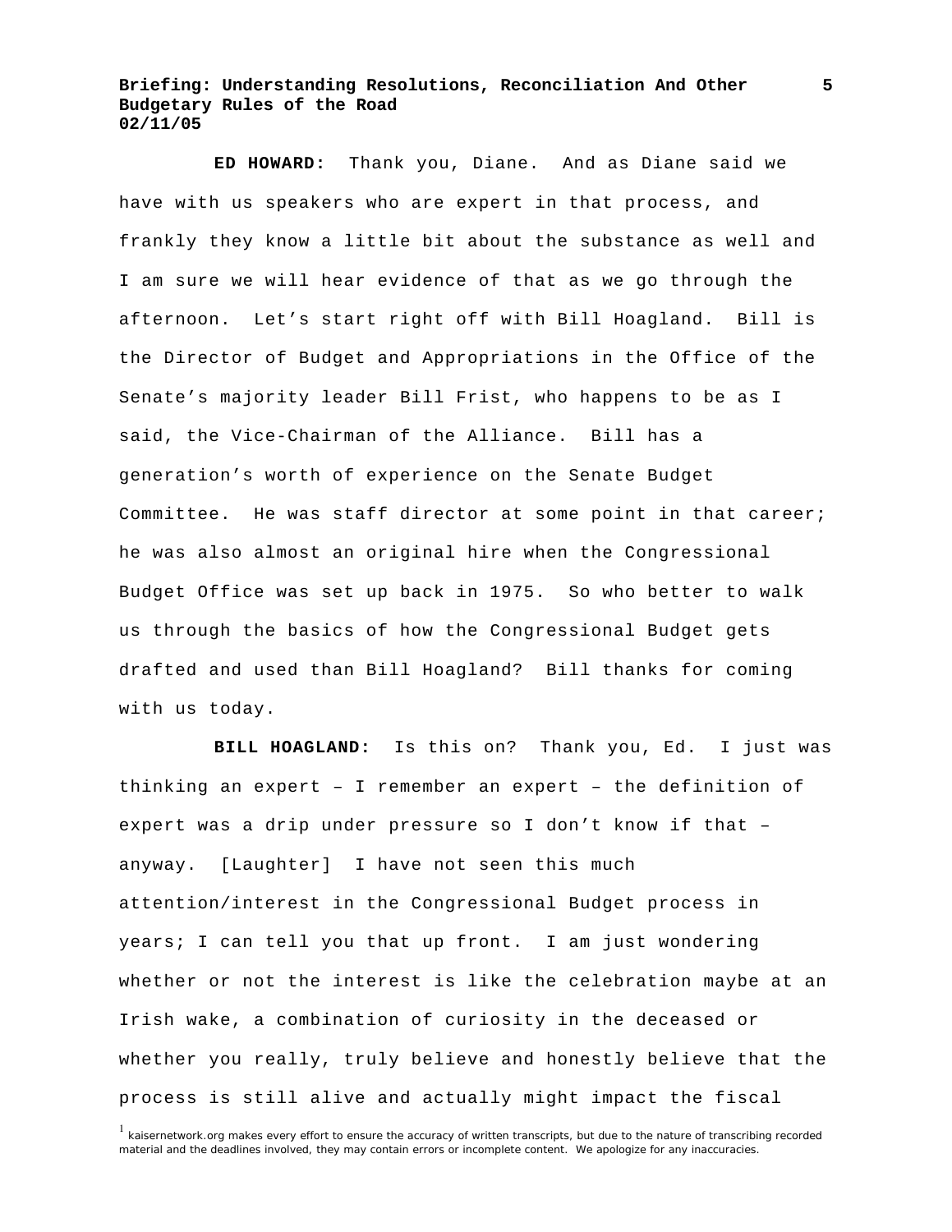**ED HOWARD:** Thank you, Diane. And as Diane said we have with us speakers who are expert in that process, and frankly they know a little bit about the substance as well and I am sure we will hear evidence of that as we go through the afternoon. Let's start right off with Bill Hoagland. Bill is the Director of Budget and Appropriations in the Office of the Senate's majority leader Bill Frist, who happens to be as I said, the Vice-Chairman of the Alliance. Bill has a generation's worth of experience on the Senate Budget Committee. He was staff director at some point in that career; he was also almost an original hire when the Congressional Budget Office was set up back in 1975. So who better to walk us through the basics of how the Congressional Budget gets drafted and used than Bill Hoagland? Bill thanks for coming with us today.

**BILL HOAGLAND:** Is this on? Thank you, Ed. I just was thinking an expert – I remember an expert – the definition of expert was a drip under pressure so I don't know if that – anyway. [Laughter] I have not seen this much attention/interest in the Congressional Budget process in years; I can tell you that up front. I am just wondering whether or not the interest is like the celebration maybe at an Irish wake, a combination of curiosity in the deceased or whether you really, truly believe and honestly believe that the process is still alive and actually might impact the fiscal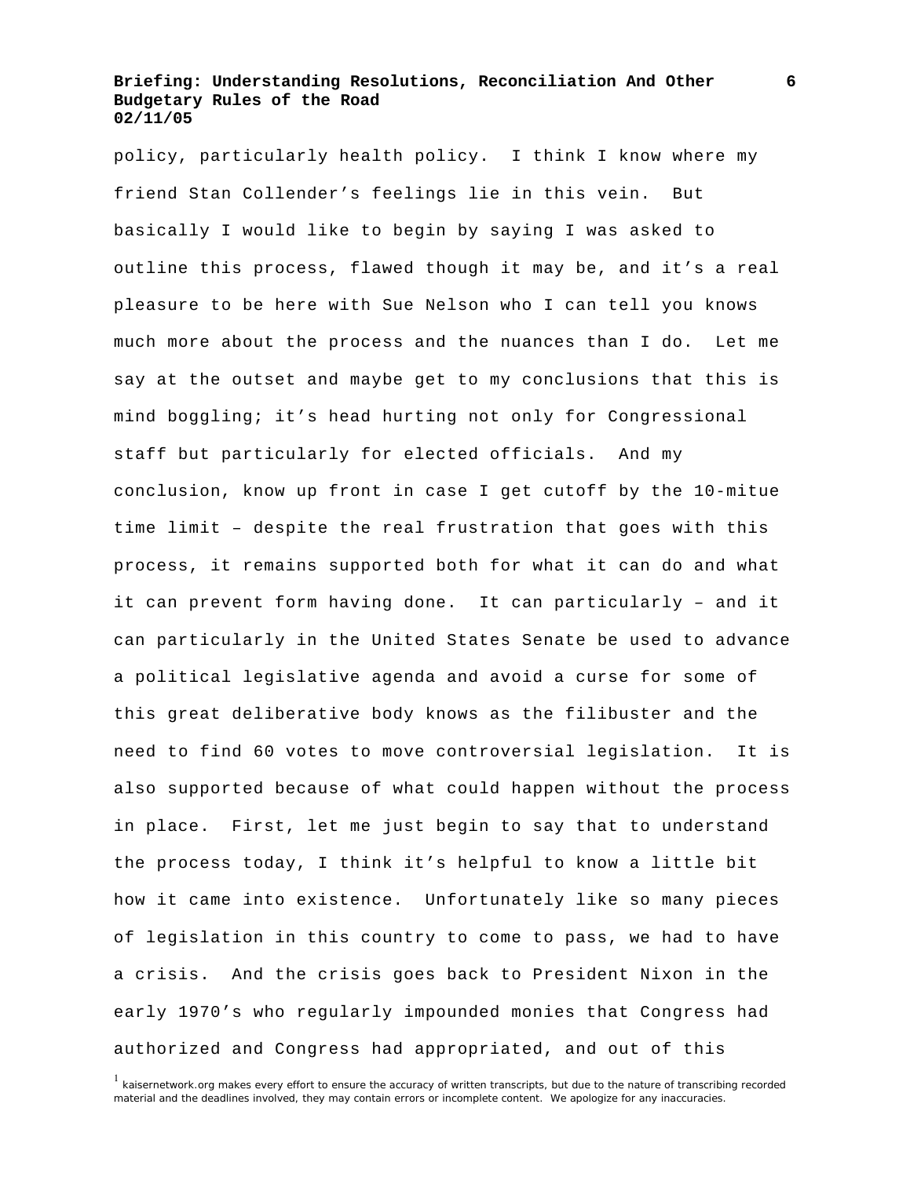policy, particularly health policy. I think I know where my friend Stan Collender's feelings lie in this vein. But basically I would like to begin by saying I was asked to outline this process, flawed though it may be, and it's a real pleasure to be here with Sue Nelson who I can tell you knows much more about the process and the nuances than I do. Let me say at the outset and maybe get to my conclusions that this is mind boggling; it's head hurting not only for Congressional staff but particularly for elected officials. And my conclusion, know up front in case I get cutoff by the 10-mitue time limit – despite the real frustration that goes with this process, it remains supported both for what it can do and what it can prevent form having done. It can particularly – and it can particularly in the United States Senate be used to advance a political legislative agenda and avoid a curse for some of this great deliberative body knows as the filibuster and the need to find 60 votes to move controversial legislation. It is also supported because of what could happen without the process in place. First, let me just begin to say that to understand the process today, I think it's helpful to know a little bit how it came into existence. Unfortunately like so many pieces of legislation in this country to come to pass, we had to have a crisis. And the crisis goes back to President Nixon in the early 1970's who regularly impounded monies that Congress had authorized and Congress had appropriated, and out of this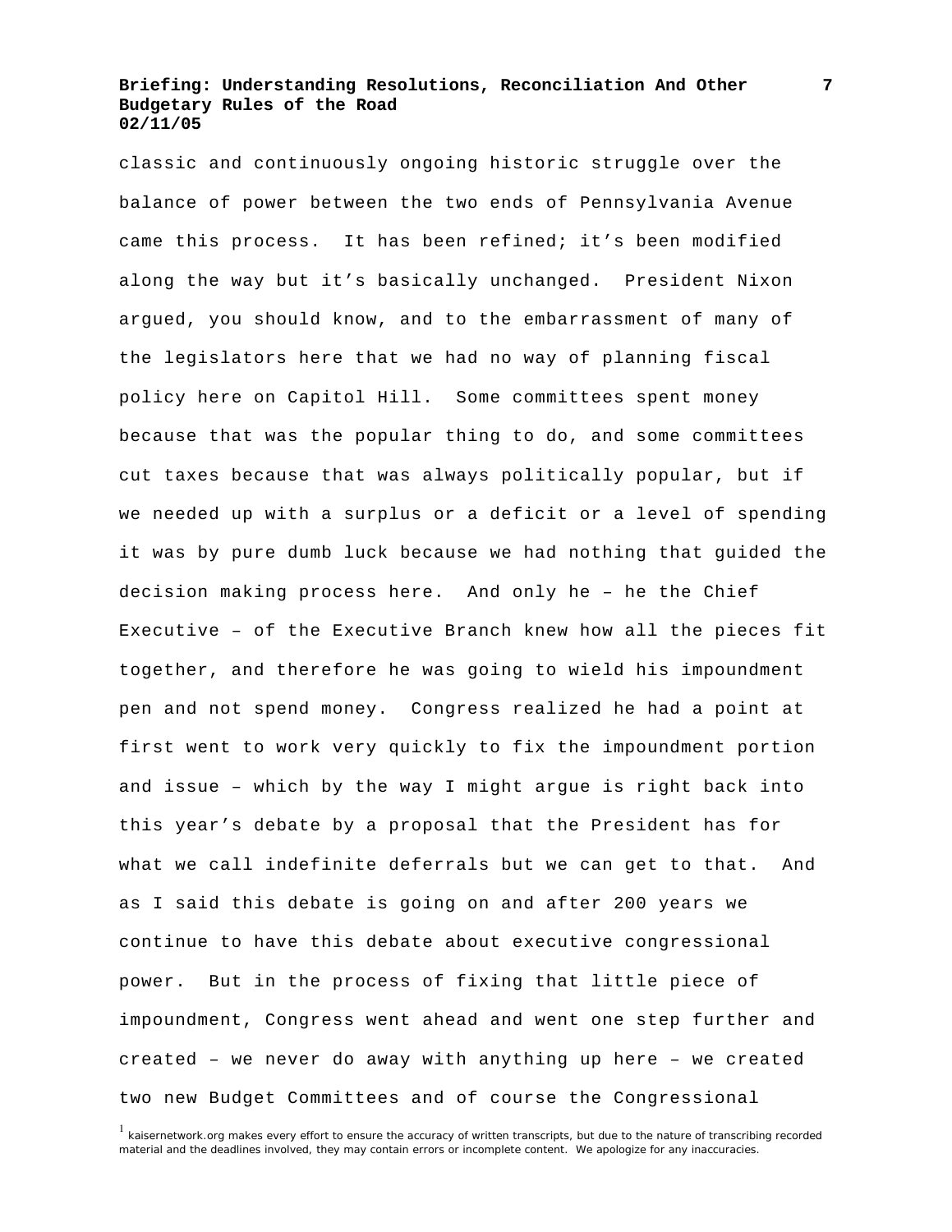classic and continuously ongoing historic struggle over the balance of power between the two ends of Pennsylvania Avenue came this process. It has been refined; it's been modified along the way but it's basically unchanged. President Nixon argued, you should know, and to the embarrassment of many of the legislators here that we had no way of planning fiscal policy here on Capitol Hill. Some committees spent money because that was the popular thing to do, and some committees cut taxes because that was always politically popular, but if we needed up with a surplus or a deficit or a level of spending it was by pure dumb luck because we had nothing that guided the decision making process here. And only he – he the Chief Executive – of the Executive Branch knew how all the pieces fit together, and therefore he was going to wield his impoundment pen and not spend money. Congress realized he had a point at first went to work very quickly to fix the impoundment portion and issue – which by the way I might argue is right back into this year's debate by a proposal that the President has for what we call indefinite deferrals but we can get to that. And as I said this debate is going on and after 200 years we continue to have this debate about executive congressional power. But in the process of fixing that little piece of impoundment, Congress went ahead and went one step further and created – we never do away with anything up here – we created two new Budget Committees and of course the Congressional

[1] kaisernetwork.org makes every effort to ensure the accuracy of written transcripts, but due to the nature of transcribing recorded material and the deadlines involved, they may contain errors or incomplete content. We apologize for any inaccuracies.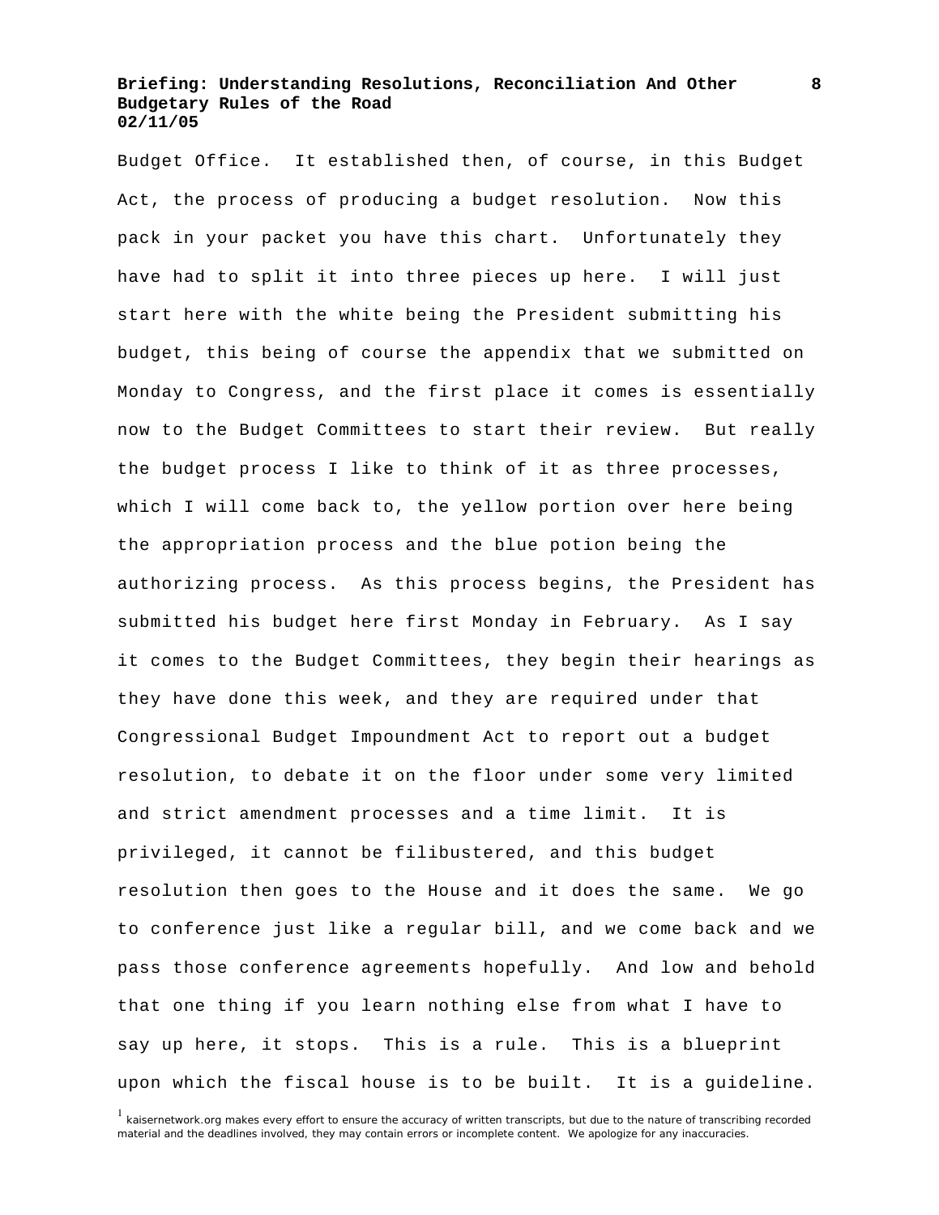Budget Office. It established then, of course, in this Budget Act, the process of producing a budget resolution. Now this pack in your packet you have this chart. Unfortunately they have had to split it into three pieces up here. I will just start here with the white being the President submitting his budget, this being of course the appendix that we submitted on Monday to Congress, and the first place it comes is essentially now to the Budget Committees to start their review. But really the budget process I like to think of it as three processes, which I will come back to, the yellow portion over here being the appropriation process and the blue potion being the authorizing process. As this process begins, the President has submitted his budget here first Monday in February. As I say it comes to the Budget Committees, they begin their hearings as they have done this week, and they are required under that Congressional Budget Impoundment Act to report out a budget resolution, to debate it on the floor under some very limited and strict amendment processes and a time limit. It is privileged, it cannot be filibustered, and this budget resolution then goes to the House and it does the same. We go to conference just like a regular bill, and we come back and we pass those conference agreements hopefully. And low and behold that one thing if you learn nothing else from what I have to say up here, it stops. This is a rule. This is a blueprint upon which the fiscal house is to be built. It is a guideline.

[1] kaisernetwork.org makes every effort to ensure the accuracy of written transcripts, but due to the nature of transcribing recorded material and the deadlines involved, they may contain errors or incomplete content. We apologize for any inaccuracies.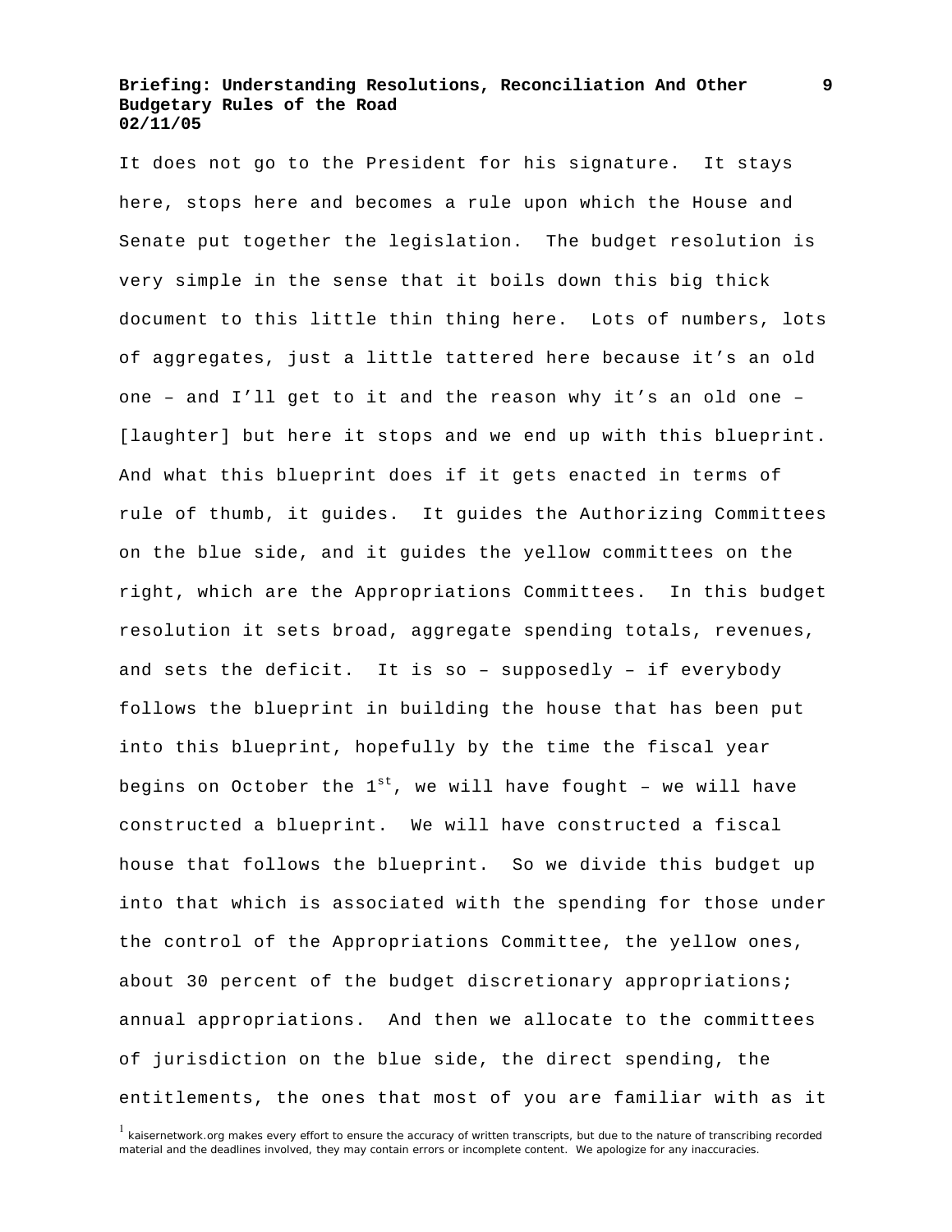It does not go to the President for his signature. It stays here, stops here and becomes a rule upon which the House and Senate put together the legislation. The budget resolution is very simple in the sense that it boils down this big thick document to this little thin thing here. Lots of numbers, lots of aggregates, just a little tattered here because it's an old one – and I'll get to it and the reason why it's an old one – [laughter] but here it stops and we end up with this blueprint. And what this blueprint does if it gets enacted in terms of rule of thumb, it guides. It guides the Authorizing Committees on the blue side, and it guides the yellow committees on the right, which are the Appropriations Committees. In this budget resolution it sets broad, aggregate spending totals, revenues, and sets the deficit. It is so – supposedly – if everybody follows the blueprint in building the house that has been put into this blueprint, hopefully by the time the fiscal year begins on October the 1st, we will have fought – we will have constructed a blueprint. We will have constructed a fiscal house that follows the blueprint. So we divide this budget up into that which is associated with the spending for those under the control of the Appropriations Committee, the yellow ones, about 30 percent of the budget discretionary appropriations; annual appropriations. And then we allocate to the committees of jurisdiction on the blue side, the direct spending, the entitlements, the ones that most of you are familiar with as it

[1] kaisernetwork.org makes every effort to ensure the accuracy of written transcripts, but due to the nature of transcribing recorded material and the deadlines involved, they may contain errors or incomplete content. We apologize for any inaccuracies.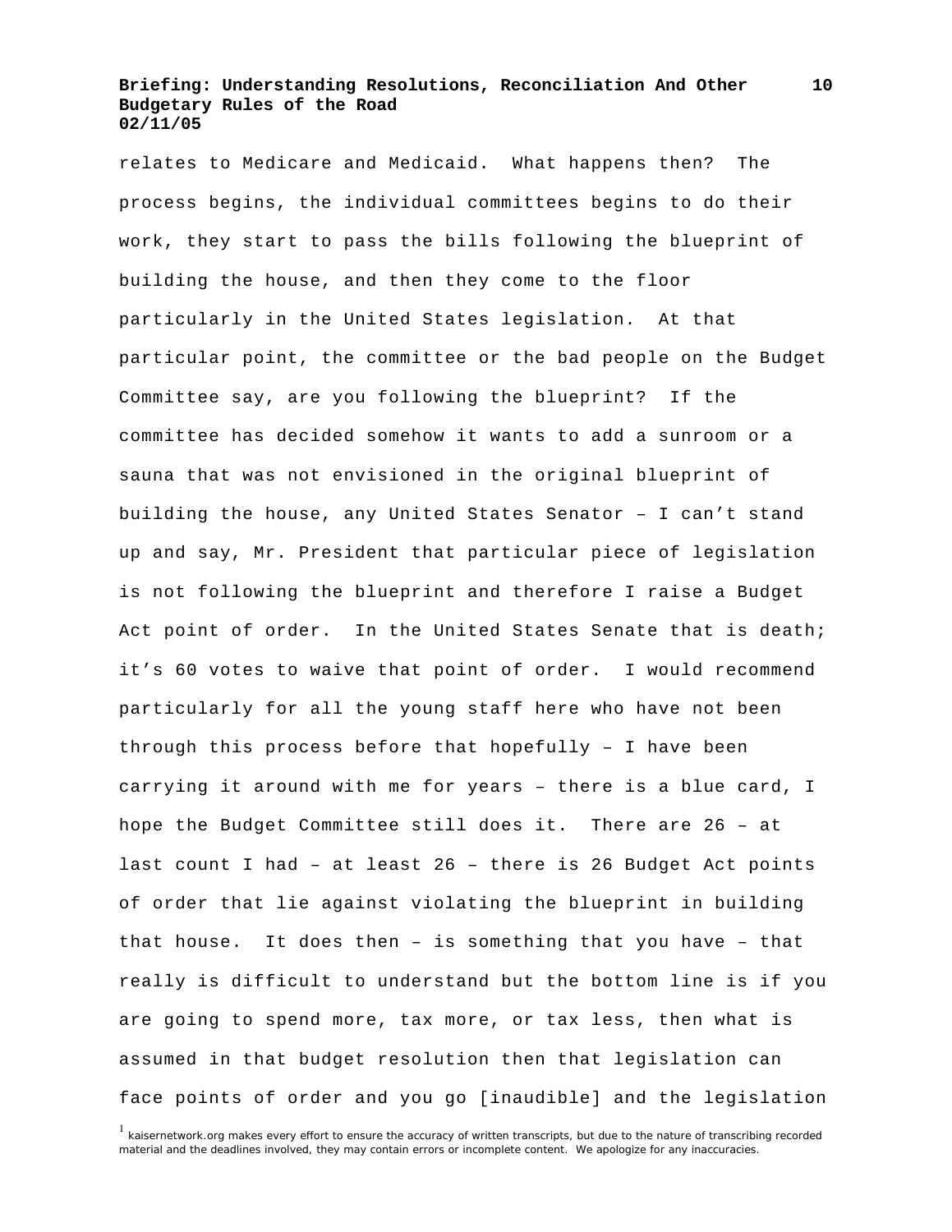relates to Medicare and Medicaid. What happens then? The process begins, the individual committees begins to do their work, they start to pass the bills following the blueprint of building the house, and then they come to the floor particularly in the United States legislation. At that particular point, the committee or the bad people on the Budget Committee say, are you following the blueprint? If the committee has decided somehow it wants to add a sunroom or a sauna that was not envisioned in the original blueprint of building the house, any United States Senator – I can't stand up and say, Mr. President that particular piece of legislation is not following the blueprint and therefore I raise a Budget Act point of order. In the United States Senate that is death; it's 60 votes to waive that point of order. I would recommend particularly for all the young staff here who have not been through this process before that hopefully – I have been carrying it around with me for years – there is a blue card, I hope the Budget Committee still does it. There are 26 – at last count I had – at least 26 – there is 26 Budget Act points of order that lie against violating the blueprint in building that house. It does then – is something that you have – that really is difficult to understand but the bottom line is if you are going to spend more, tax more, or tax less, then what is assumed in that budget resolution then that legislation can face points of order and you go [inaudible] and the legislation

[1] kaisernetwork.org makes every effort to ensure the accuracy of written transcripts, but due to the nature of transcribing recorded material and the deadlines involved, they may contain errors or incomplete content. We apologize for any inaccuracies.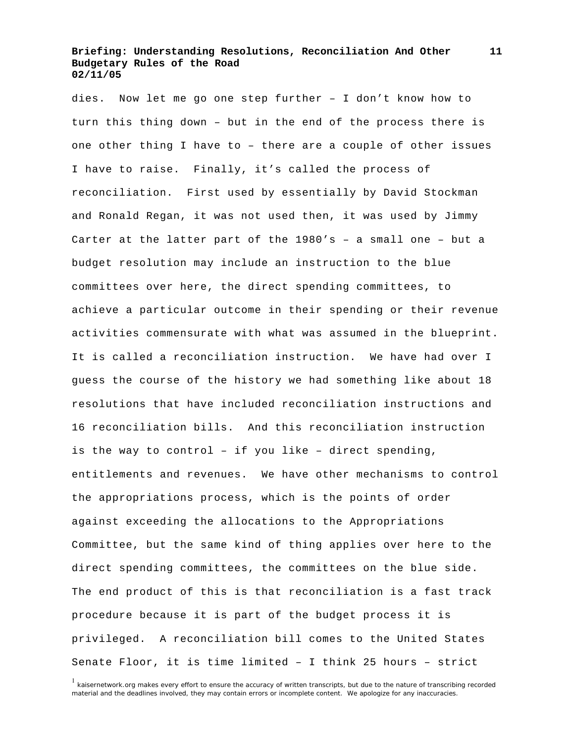dies. Now let me go one step further – I don't know how to turn this thing down – but in the end of the process there is one other thing I have to – there are a couple of other issues I have to raise. Finally, it's called the process of reconciliation. First used by essentially by David Stockman and Ronald Regan, it was not used then, it was used by Jimmy Carter at the latter part of the 1980's – a small one – but a budget resolution may include an instruction to the blue committees over here, the direct spending committees, to achieve a particular outcome in their spending or their revenue activities commensurate with what was assumed in the blueprint. It is called a reconciliation instruction. We have had over I guess the course of the history we had something like about 18 resolutions that have included reconciliation instructions and 16 reconciliation bills. And this reconciliation instruction is the way to control – if you like – direct spending, entitlements and revenues. We have other mechanisms to control the appropriations process, which is the points of order against exceeding the allocations to the Appropriations Committee, but the same kind of thing applies over here to the direct spending committees, the committees on the blue side. The end product of this is that reconciliation is a fast track procedure because it is part of the budget process it is privileged. A reconciliation bill comes to the United States Senate Floor, it is time limited – I think 25 hours – strict

[1] kaisernetwork.org makes every effort to ensure the accuracy of written transcripts, but due to the nature of transcribing recorded material and the deadlines involved, they may contain errors or incomplete content. We apologize for any inaccuracies.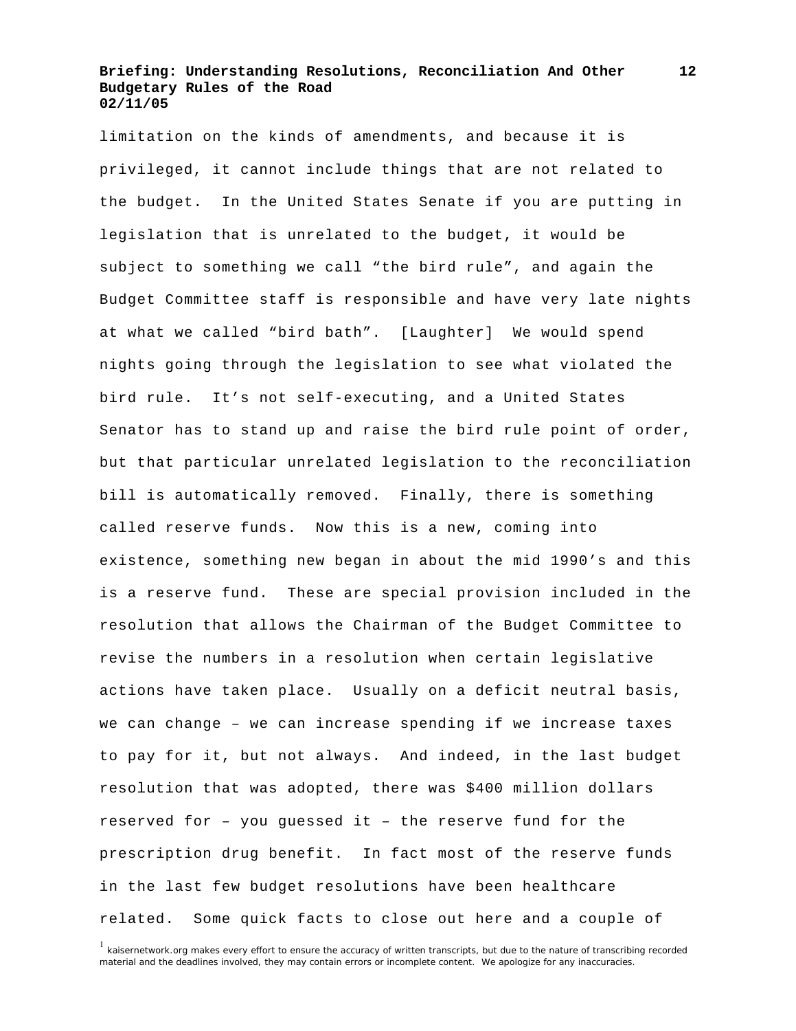limitation on the kinds of amendments, and because it is privileged, it cannot include things that are not related to the budget. In the United States Senate if you are putting in legislation that is unrelated to the budget, it would be subject to something we call “the bird rule”, and again the Budget Committee staff is responsible and have very late nights at what we called “bird bath”. [Laughter] We would spend nights going through the legislation to see what violated the bird rule. It’s not self-executing, and a United States Senator has to stand up and raise the bird rule point of order, but that particular unrelated legislation to the reconciliation bill is automatically removed. Finally, there is something called reserve funds. Now this is a new, coming into existence, something new began in about the mid 1990’s and this is a reserve fund. These are special provision included in the resolution that allows the Chairman of the Budget Committee to revise the numbers in a resolution when certain legislative actions have taken place. Usually on a deficit neutral basis, we can change – we can increase spending if we increase taxes to pay for it, but not always. And indeed, in the last budget resolution that was adopted, there was $400 million dollars reserved for – you guessed it – the reserve fund for the prescription drug benefit. In fact most of the reserve funds in the last few budget resolutions have been healthcare related. Some quick facts to close out here and a couple of

[1] kaisernetwork.org makes every effort to ensure the accuracy of written transcripts, but due to the nature of transcribing recorded material and the deadlines involved, they may contain errors or incomplete content. We apologize for any inaccuracies.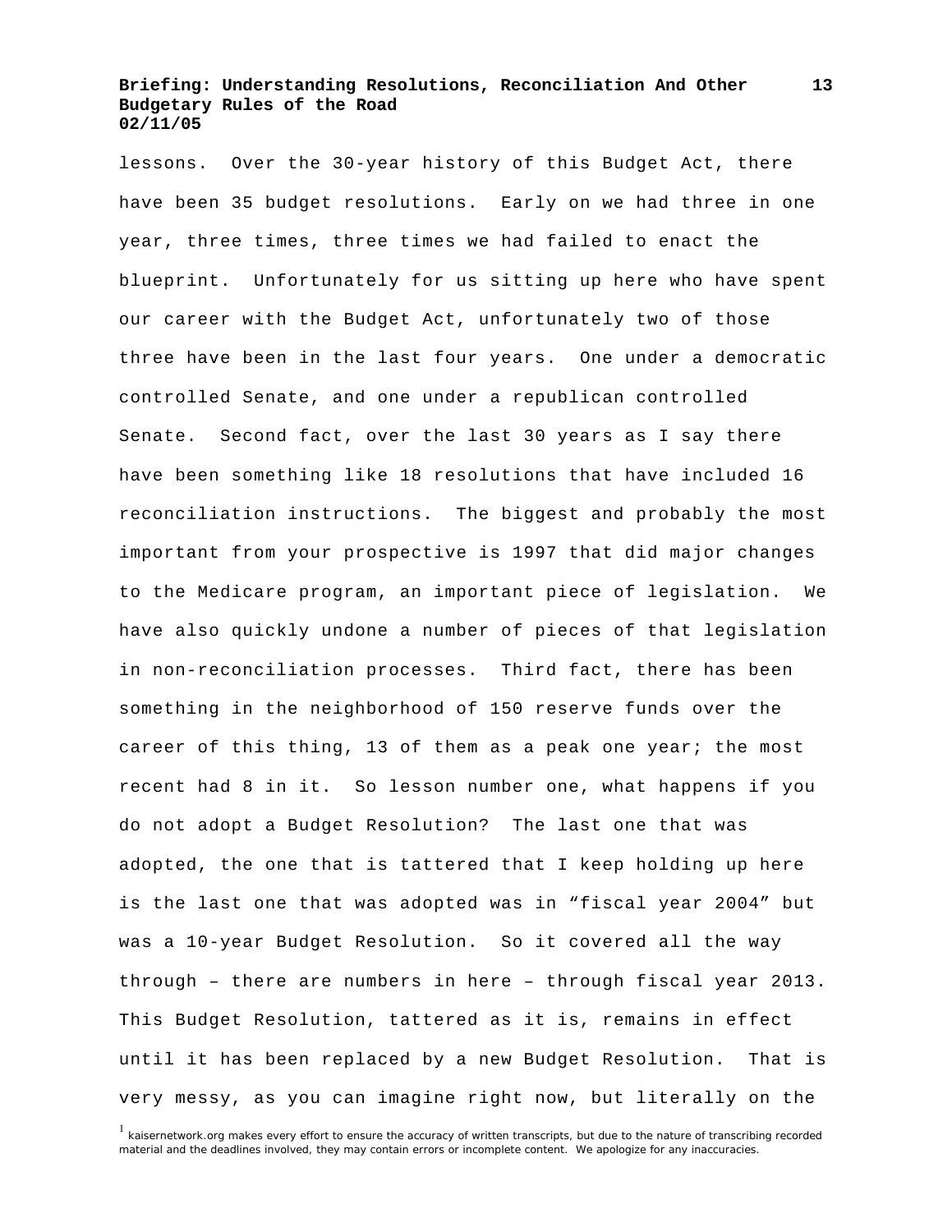lessons. Over the 30-year history of this Budget Act, there have been 35 budget resolutions. Early on we had three in one year, three times, three times we had failed to enact the blueprint. Unfortunately for us sitting up here who have spent our career with the Budget Act, unfortunately two of those three have been in the last four years. One under a democratic controlled Senate, and one under a republican controlled Senate. Second fact, over the last 30 years as I say there have been something like 18 resolutions that have included 16 reconciliation instructions. The biggest and probably the most important from your prospective is 1997 that did major changes to the Medicare program, an important piece of legislation. We have also quickly undone a number of pieces of that legislation in non-reconciliation processes. Third fact, there has been something in the neighborhood of 150 reserve funds over the career of this thing, 13 of them as a peak one year; the most recent had 8 in it. So lesson number one, what happens if you do not adopt a Budget Resolution? The last one that was adopted, the one that is tattered that I keep holding up here is the last one that was adopted was in "fiscal year 2004" but was a 10-year Budget Resolution. So it covered all the way through – there are numbers in here – through fiscal year 2013. This Budget Resolution, tattered as it is, remains in effect until it has been replaced by a new Budget Resolution. That is very messy, as you can imagine right now, but literally on the

[1] kaisernetwork.org makes every effort to ensure the accuracy of written transcripts, but due to the nature of transcribing recorded material and the deadlines involved, they may contain errors or incomplete content. We apologize for any inaccuracies.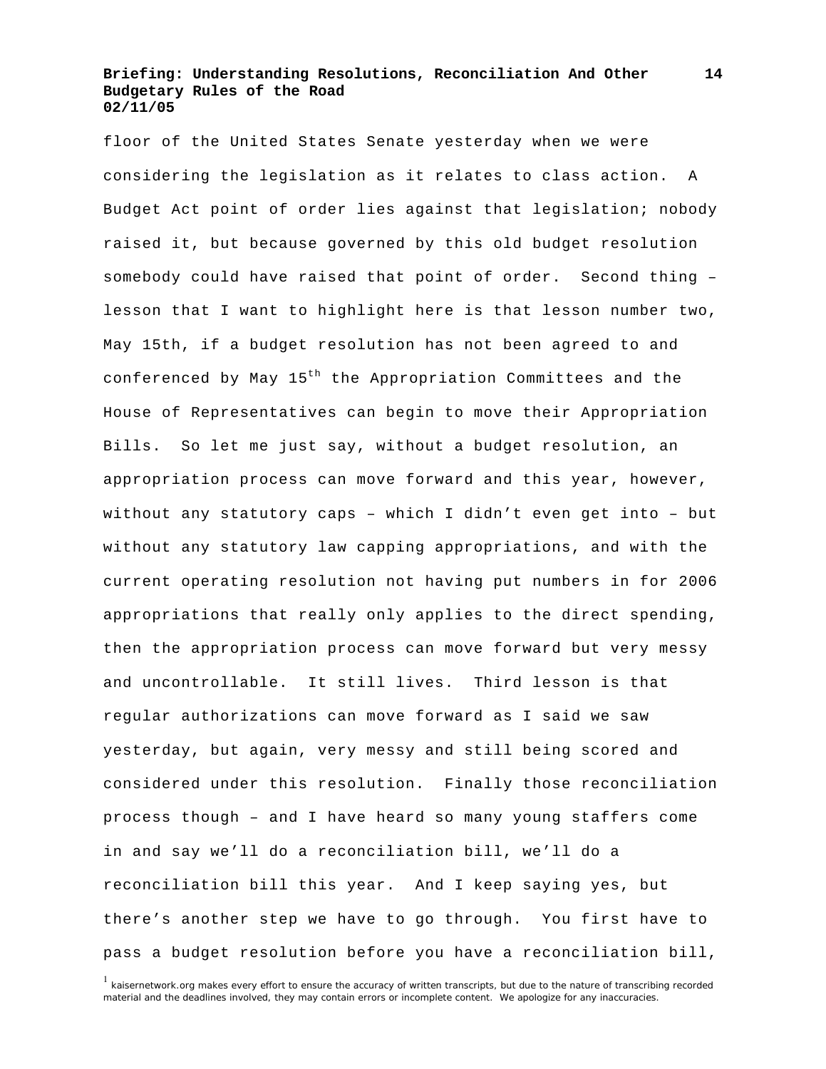floor of the United States Senate yesterday when we were considering the legislation as it relates to class action. A Budget Act point of order lies against that legislation; nobody raised it, but because governed by this old budget resolution somebody could have raised that point of order. Second thing – lesson that I want to highlight here is that lesson number two, May 15th, if a budget resolution has not been agreed to and conferenced by May 15th the Appropriation Committees and the House of Representatives can begin to move their Appropriation Bills. So let me just say, without a budget resolution, an appropriation process can move forward and this year, however, without any statutory caps – which I didn't even get into – but without any statutory law capping appropriations, and with the current operating resolution not having put numbers in for 2006 appropriations that really only applies to the direct spending, then the appropriation process can move forward but very messy and uncontrollable. It still lives. Third lesson is that regular authorizations can move forward as I said we saw yesterday, but again, very messy and still being scored and considered under this resolution. Finally those reconciliation process though – and I have heard so many young staffers come in and say we'll do a reconciliation bill, we'll do a reconciliation bill this year. And I keep saying yes, but there's another step we have to go through. You first have to pass a budget resolution before you have a reconciliation bill,

[1] kaisernetwork.org makes every effort to ensure the accuracy of written transcripts, but due to the nature of transcribing recorded material and the deadlines involved, they may contain errors or incomplete content. We apologize for any inaccuracies.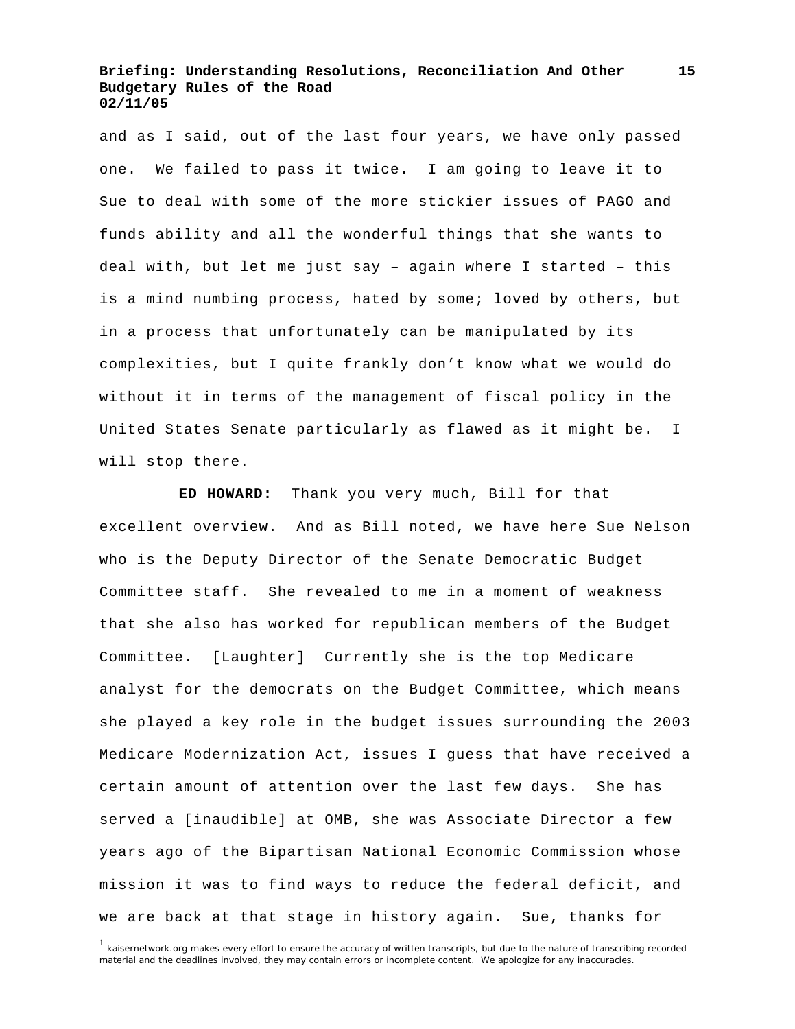and as I said, out of the last four years, we have only passed one. We failed to pass it twice. I am going to leave it to Sue to deal with some of the more stickier issues of PAGO and funds ability and all the wonderful things that she wants to deal with, but let me just say – again where I started – this is a mind numbing process, hated by some; loved by others, but in a process that unfortunately can be manipulated by its complexities, but I quite frankly don't know what we would do without it in terms of the management of fiscal policy in the United States Senate particularly as flawed as it might be. I will stop there.

**ED HOWARD:** Thank you very much, Bill for that excellent overview. And as Bill noted, we have here Sue Nelson who is the Deputy Director of the Senate Democratic Budget Committee staff. She revealed to me in a moment of weakness that she also has worked for republican members of the Budget Committee. [Laughter] Currently she is the top Medicare analyst for the democrats on the Budget Committee, which means she played a key role in the budget issues surrounding the 2003 Medicare Modernization Act, issues I guess that have received a certain amount of attention over the last few days. She has served a [inaudible] at OMB, she was Associate Director a few years ago of the Bipartisan National Economic Commission whose mission it was to find ways to reduce the federal deficit, and we are back at that stage in history again. Sue, thanks for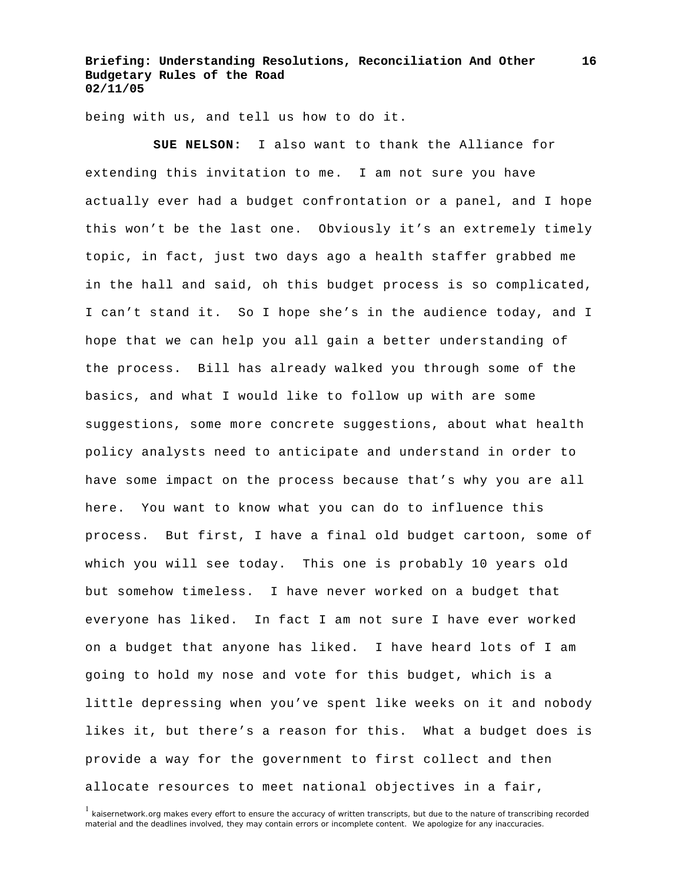being with us, and tell us how to do it.

**SUE NELSON:** I also want to thank the Alliance for extending this invitation to me. I am not sure you have actually ever had a budget confrontation or a panel, and I hope this won't be the last one. Obviously it's an extremely timely topic, in fact, just two days ago a health staffer grabbed me in the hall and said, oh this budget process is so complicated, I can't stand it. So I hope she's in the audience today, and I hope that we can help you all gain a better understanding of the process. Bill has already walked you through some of the basics, and what I would like to follow up with are some suggestions, some more concrete suggestions, about what health policy analysts need to anticipate and understand in order to have some impact on the process because that's why you are all here. You want to know what you can do to influence this process. But first, I have a final old budget cartoon, some of which you will see today. This one is probably 10 years old but somehow timeless. I have never worked on a budget that everyone has liked. In fact I am not sure I have ever worked on a budget that anyone has liked. I have heard lots of I am going to hold my nose and vote for this budget, which is a little depressing when you've spent like weeks on it and nobody likes it, but there's a reason for this. What a budget does is provide a way for the government to first collect and then allocate resources to meet national objectives in a fair,

[1] kaisernetwork.org makes every effort to ensure the accuracy of written transcripts, but due to the nature of transcribing recorded material and the deadlines involved, they may contain errors or incomplete content. We apologize for any inaccuracies.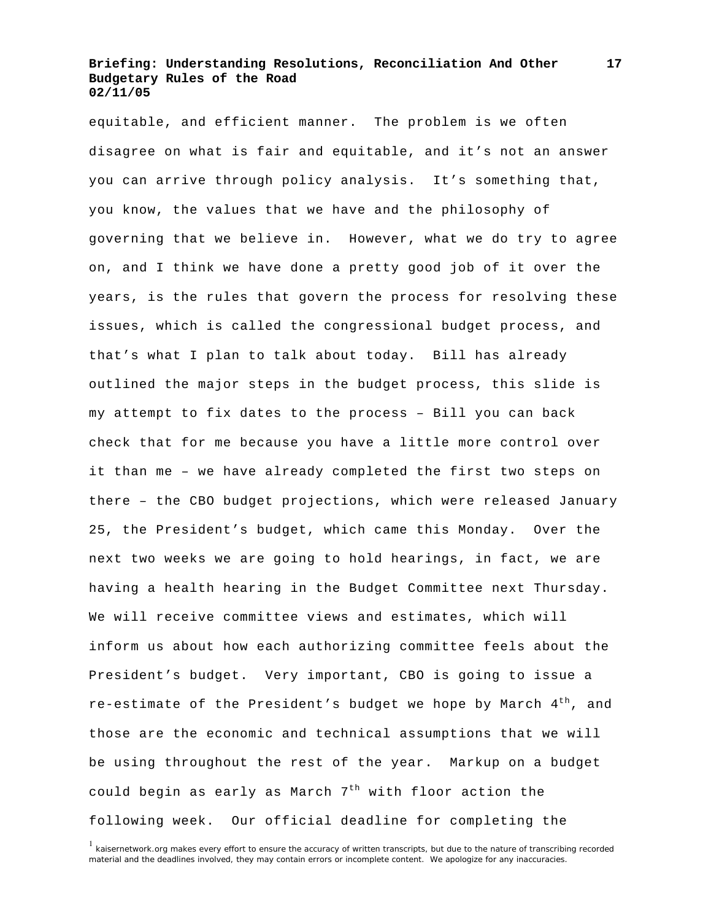equitable, and efficient manner. The problem is we often disagree on what is fair and equitable, and it's not an answer you can arrive through policy analysis. It's something that, you know, the values that we have and the philosophy of governing that we believe in. However, what we do try to agree on, and I think we have done a pretty good job of it over the years, is the rules that govern the process for resolving these issues, which is called the congressional budget process, and that's what I plan to talk about today. Bill has already outlined the major steps in the budget process, this slide is my attempt to fix dates to the process – Bill you can back check that for me because you have a little more control over it than me – we have already completed the first two steps on there – the CBO budget projections, which were released January 25, the President's budget, which came this Monday. Over the next two weeks we are going to hold hearings, in fact, we are having a health hearing in the Budget Committee next Thursday. We will receive committee views and estimates, which will inform us about how each authorizing committee feels about the President's budget. Very important, CBO is going to issue a re-estimate of the President's budget we hope by March 4th, and those are the economic and technical assumptions that we will be using throughout the rest of the year. Markup on a budget could begin as early as March 7th with floor action the following week. Our official deadline for completing the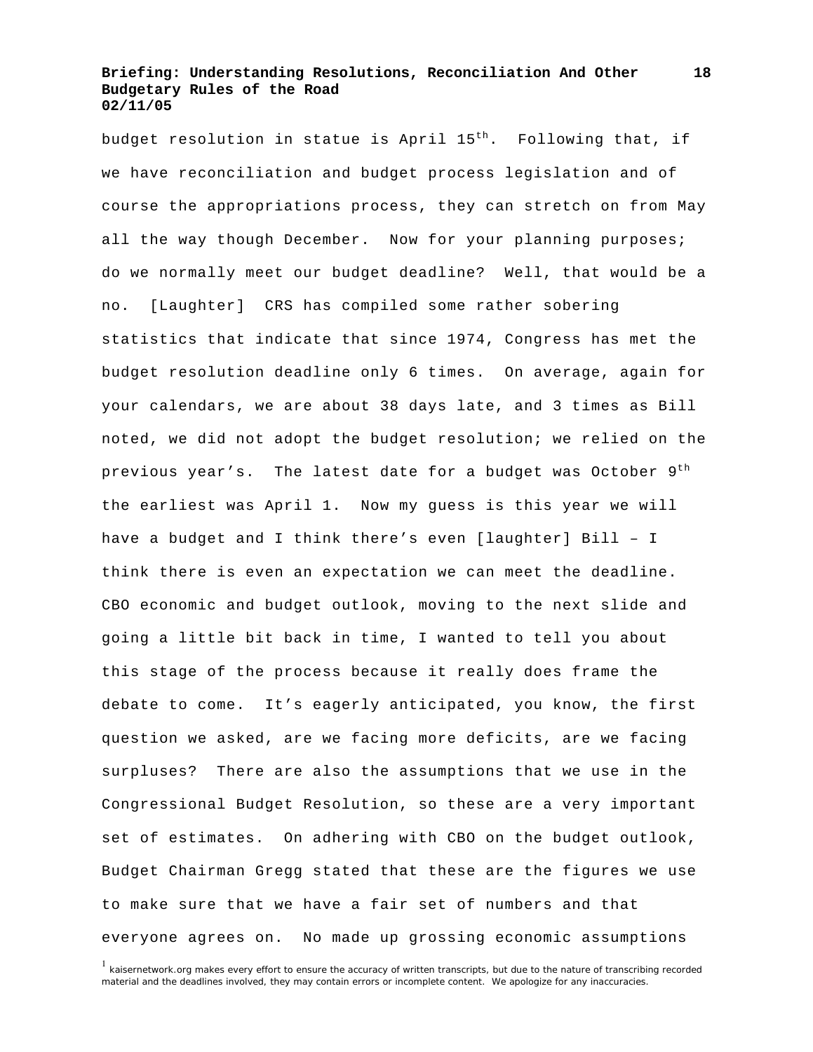budget resolution in statue is April 15th. Following that, if we have reconciliation and budget process legislation and of course the appropriations process, they can stretch on from May all the way though December. Now for your planning purposes; do we normally meet our budget deadline? Well, that would be a no. [Laughter] CRS has compiled some rather sobering statistics that indicate that since 1974, Congress has met the budget resolution deadline only 6 times. On average, again for your calendars, we are about 38 days late, and 3 times as Bill noted, we did not adopt the budget resolution; we relied on the previous year's. The latest date for a budget was October 9th the earliest was April 1. Now my guess is this year we will have a budget and I think there's even [laughter] Bill – I think there is even an expectation we can meet the deadline. CBO economic and budget outlook, moving to the next slide and going a little bit back in time, I wanted to tell you about this stage of the process because it really does frame the debate to come. It's eagerly anticipated, you know, the first question we asked, are we facing more deficits, are we facing surpluses? There are also the assumptions that we use in the Congressional Budget Resolution, so these are a very important set of estimates. On adhering with CBO on the budget outlook, Budget Chairman Gregg stated that these are the figures we use to make sure that we have a fair set of numbers and that everyone agrees on. No made up grossing economic assumptions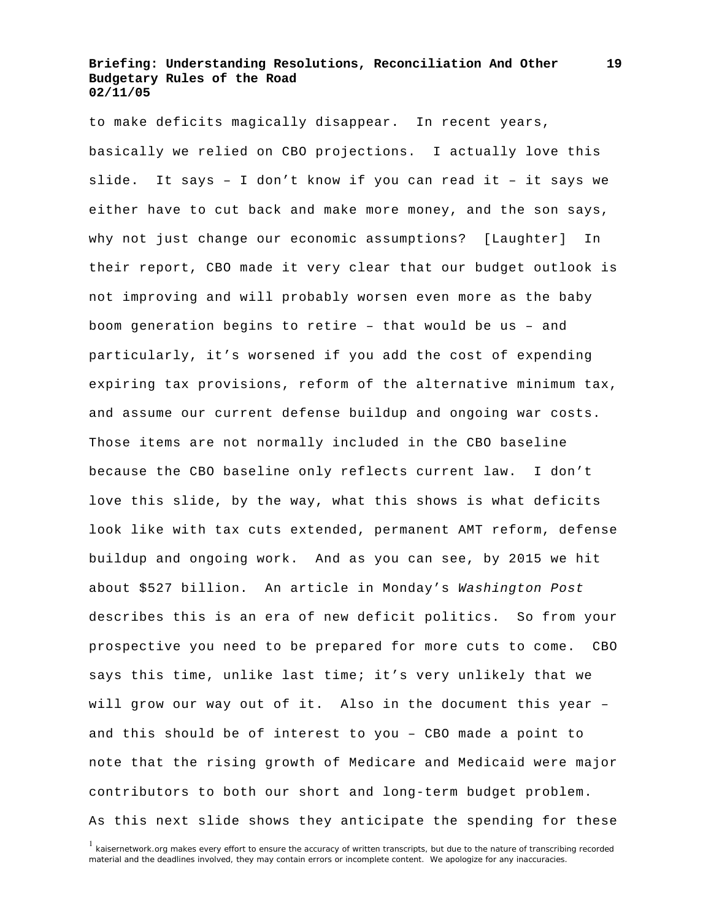to make deficits magically disappear. In recent years, basically we relied on CBO projections. I actually love this slide. It says – I don't know if you can read it – it says we either have to cut back and make more money, and the son says, why not just change our economic assumptions? [Laughter] In their report, CBO made it very clear that our budget outlook is not improving and will probably worsen even more as the baby boom generation begins to retire – that would be us – and particularly, it's worsened if you add the cost of expending expiring tax provisions, reform of the alternative minimum tax, and assume our current defense buildup and ongoing war costs. Those items are not normally included in the CBO baseline because the CBO baseline only reflects current law. I don't love this slide, by the way, what this shows is what deficits look like with tax cuts extended, permanent AMT reform, defense buildup and ongoing work. And as you can see, by 2015 we hit about $527 billion. An article in Monday's *Washington Post* describes this is an era of new deficit politics. So from your prospective you need to be prepared for more cuts to come. CBO says this time, unlike last time; it's very unlikely that we will grow our way out of it. Also in the document this year – and this should be of interest to you – CBO made a point to note that the rising growth of Medicare and Medicaid were major contributors to both our short and long-term budget problem. As this next slide shows they anticipate the spending for these

[1] kaisernetwork.org makes every effort to ensure the accuracy of written transcripts, but due to the nature of transcribing recorded material and the deadlines involved, they may contain errors or incomplete content. We apologize for any inaccuracies.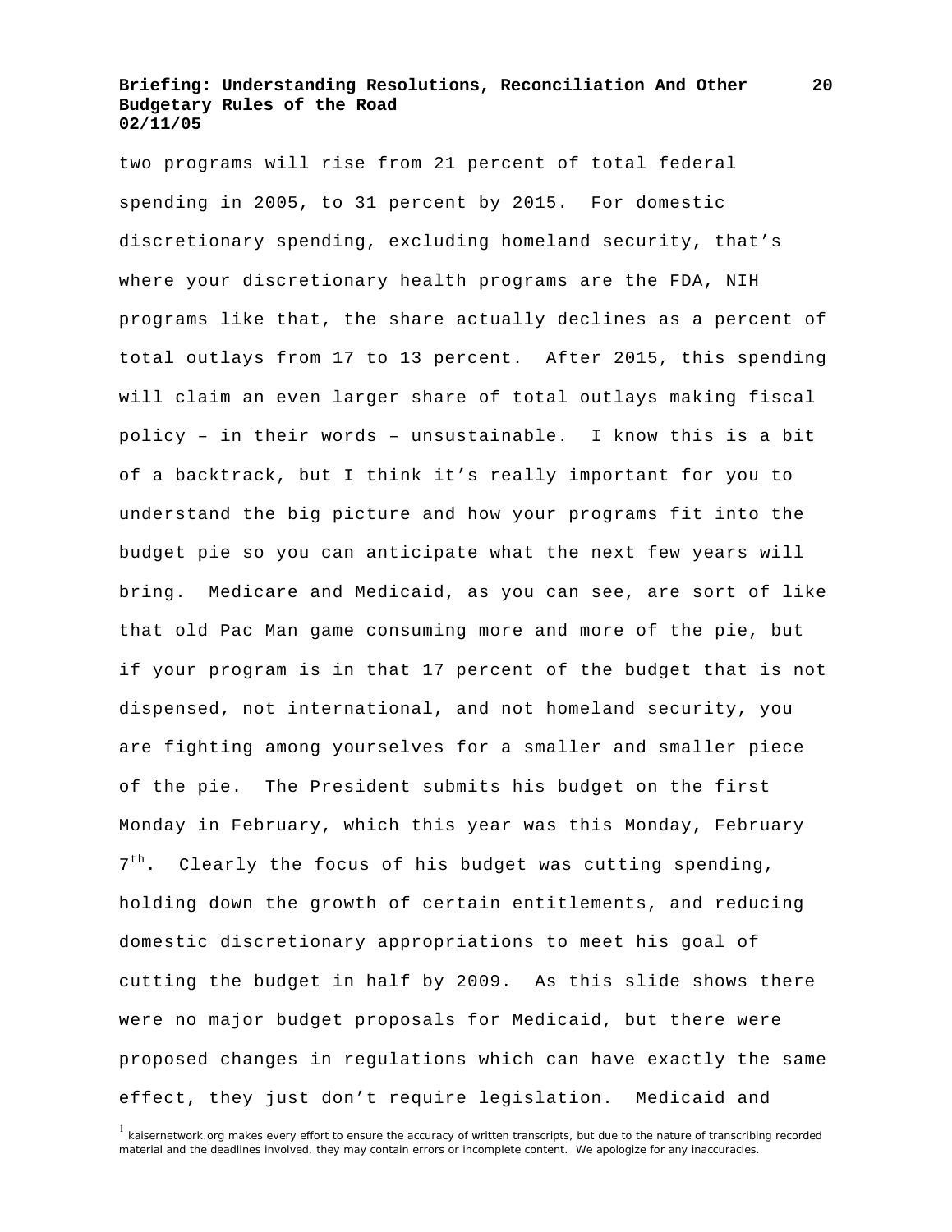two programs will rise from 21 percent of total federal spending in 2005, to 31 percent by 2015. For domestic discretionary spending, excluding homeland security, that's where your discretionary health programs are the FDA, NIH programs like that, the share actually declines as a percent of total outlays from 17 to 13 percent. After 2015, this spending will claim an even larger share of total outlays making fiscal policy – in their words – unsustainable. I know this is a bit of a backtrack, but I think it's really important for you to understand the big picture and how your programs fit into the budget pie so you can anticipate what the next few years will bring. Medicare and Medicaid, as you can see, are sort of like that old Pac Man game consuming more and more of the pie, but if your program is in that 17 percent of the budget that is not dispensed, not international, and not homeland security, you are fighting among yourselves for a smaller and smaller piece of the pie. The President submits his budget on the first Monday in February, which this year was this Monday, February 7th. Clearly the focus of his budget was cutting spending, holding down the growth of certain entitlements, and reducing domestic discretionary appropriations to meet his goal of cutting the budget in half by 2009. As this slide shows there were no major budget proposals for Medicaid, but there were proposed changes in regulations which can have exactly the same effect, they just don't require legislation. Medicaid and

[1] kaisernetwork.org makes every effort to ensure the accuracy of written transcripts, but due to the nature of transcribing recorded material and the deadlines involved, they may contain errors or incomplete content. We apologize for any inaccuracies.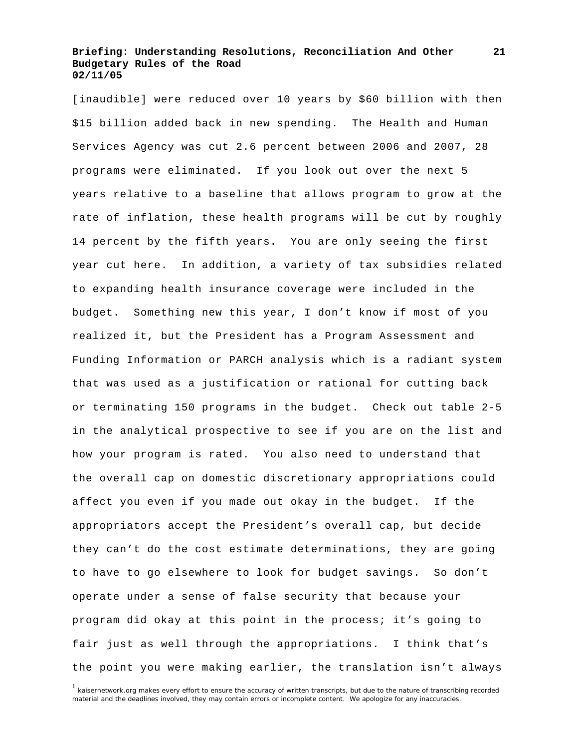[inaudible] were reduced over 10 years by $60 billion with then $15 billion added back in new spending. The Health and Human Services Agency was cut 2.6 percent between 2006 and 2007, 28 programs were eliminated. If you look out over the next 5 years relative to a baseline that allows program to grow at the rate of inflation, these health programs will be cut by roughly 14 percent by the fifth years. You are only seeing the first year cut here. In addition, a variety of tax subsidies related to expanding health insurance coverage were included in the budget. Something new this year, I don't know if most of you realized it, but the President has a Program Assessment and Funding Information or PARCH analysis which is a radiant system that was used as a justification or rational for cutting back or terminating 150 programs in the budget. Check out table 2-5 in the analytical prospective to see if you are on the list and how your program is rated. You also need to understand that the overall cap on domestic discretionary appropriations could affect you even if you made out okay in the budget. If the appropriators accept the President's overall cap, but decide they can't do the cost estimate determinations, they are going to have to go elsewhere to look for budget savings. So don't operate under a sense of false security that because your program did okay at this point in the process; it's going to fair just as well through the appropriations. I think that's the point you were making earlier, the translation isn't always

[1] kaisernetwork.org makes every effort to ensure the accuracy of written transcripts, but due to the nature of transcribing recorded material and the deadlines involved, they may contain errors or incomplete content. We apologize for any inaccuracies.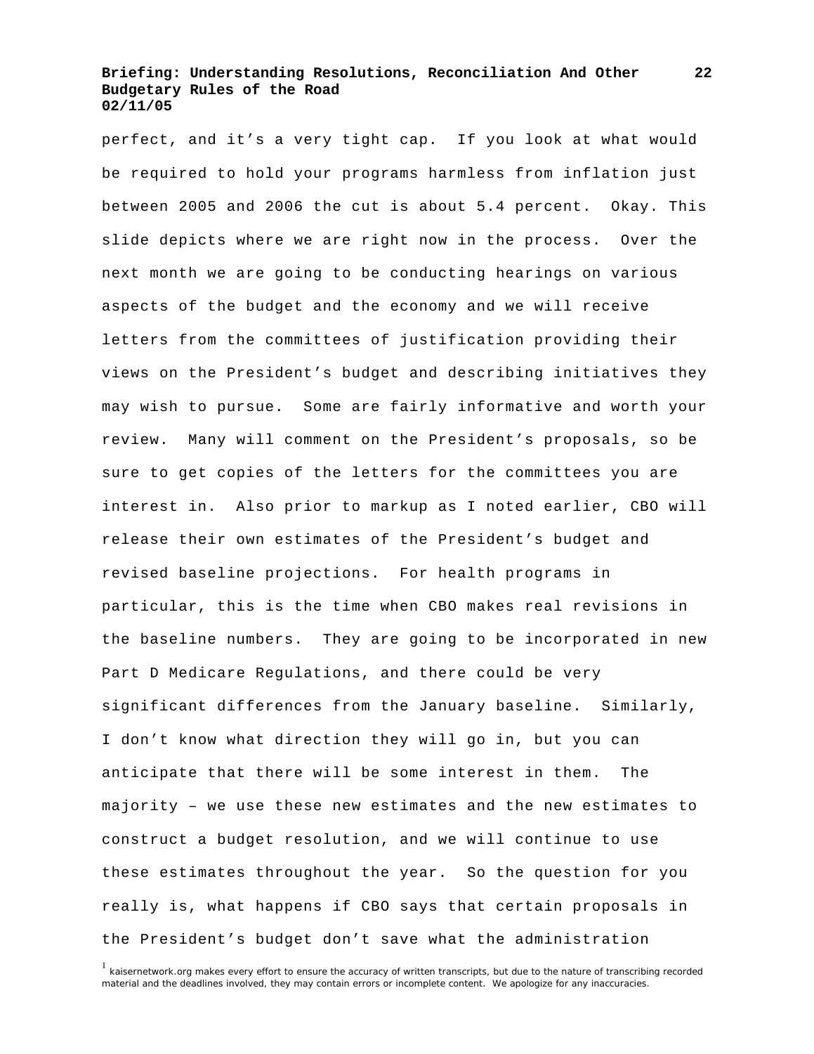perfect, and it’s a very tight cap. If you look at what would be required to hold your programs harmless from inflation just between 2005 and 2006 the cut is about 5.4 percent. Okay. This slide depicts where we are right now in the process. Over the next month we are going to be conducting hearings on various aspects of the budget and the economy and we will receive letters from the committees of justification providing their views on the President’s budget and describing initiatives they may wish to pursue. Some are fairly informative and worth your review. Many will comment on the President’s proposals, so be sure to get copies of the letters for the committees you are interest in. Also prior to markup as I noted earlier, CBO will release their own estimates of the President’s budget and revised baseline projections. For health programs in particular, this is the time when CBO makes real revisions in the baseline numbers. They are going to be incorporated in new Part D Medicare Regulations, and there could be very significant differences from the January baseline. Similarly, I don’t know what direction they will go in, but you can anticipate that there will be some interest in them. The majority – we use these new estimates and the new estimates to construct a budget resolution, and we will continue to use these estimates throughout the year. So the question for you really is, what happens if CBO says that certain proposals in the President’s budget don’t save what the administration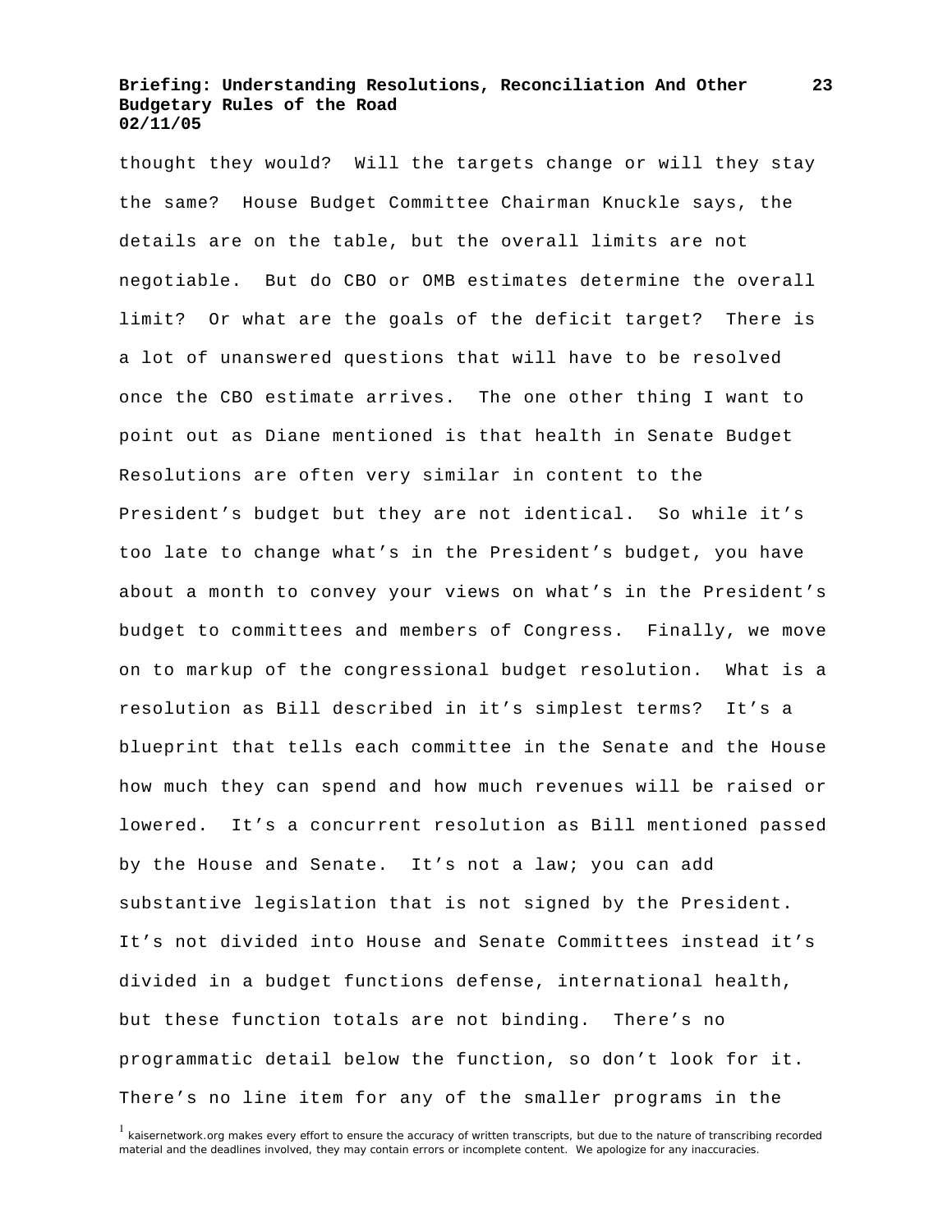thought they would? Will the targets change or will they stay the same? House Budget Committee Chairman Knuckle says, the details are on the table, but the overall limits are not negotiable. But do CBO or OMB estimates determine the overall limit? Or what are the goals of the deficit target? There is a lot of unanswered questions that will have to be resolved once the CBO estimate arrives. The one other thing I want to point out as Diane mentioned is that health in Senate Budget Resolutions are often very similar in content to the President's budget but they are not identical. So while it's too late to change what's in the President's budget, you have about a month to convey your views on what's in the President's budget to committees and members of Congress. Finally, we move on to markup of the congressional budget resolution. What is a resolution as Bill described in it's simplest terms? It's a blueprint that tells each committee in the Senate and the House how much they can spend and how much revenues will be raised or lowered. It's a concurrent resolution as Bill mentioned passed by the House and Senate. It's not a law; you can add substantive legislation that is not signed by the President. It's not divided into House and Senate Committees instead it's divided in a budget functions defense, international health, but these function totals are not binding. There's no programmatic detail below the function, so don't look for it. There's no line item for any of the smaller programs in the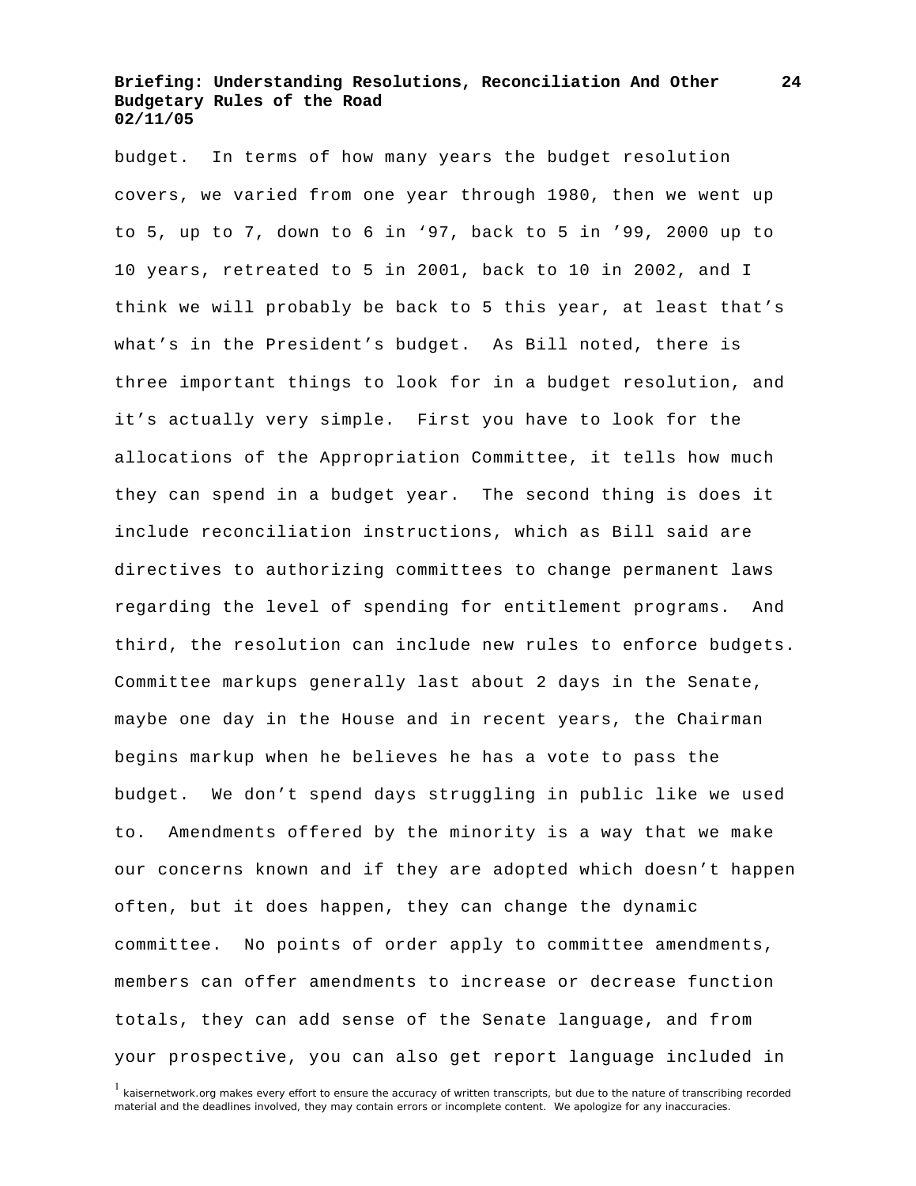budget. In terms of how many years the budget resolution covers, we varied from one year through 1980, then we went up to 5, up to 7, down to 6 in '97, back to 5 in '99, 2000 up to 10 years, retreated to 5 in 2001, back to 10 in 2002, and I think we will probably be back to 5 this year, at least that's what's in the President's budget. As Bill noted, there is three important things to look for in a budget resolution, and it's actually very simple. First you have to look for the allocations of the Appropriation Committee, it tells how much they can spend in a budget year. The second thing is does it include reconciliation instructions, which as Bill said are directives to authorizing committees to change permanent laws regarding the level of spending for entitlement programs. And third, the resolution can include new rules to enforce budgets. Committee markups generally last about 2 days in the Senate, maybe one day in the House and in recent years, the Chairman begins markup when he believes he has a vote to pass the budget. We don't spend days struggling in public like we used to. Amendments offered by the minority is a way that we make our concerns known and if they are adopted which doesn't happen often, but it does happen, they can change the dynamic committee. No points of order apply to committee amendments, members can offer amendments to increase or decrease function totals, they can add sense of the Senate language, and from your prospective, you can also get report language included in

[1] kaisernetwork.org makes every effort to ensure the accuracy of written transcripts, but due to the nature of transcribing recorded material and the deadlines involved, they may contain errors or incomplete content. We apologize for any inaccuracies.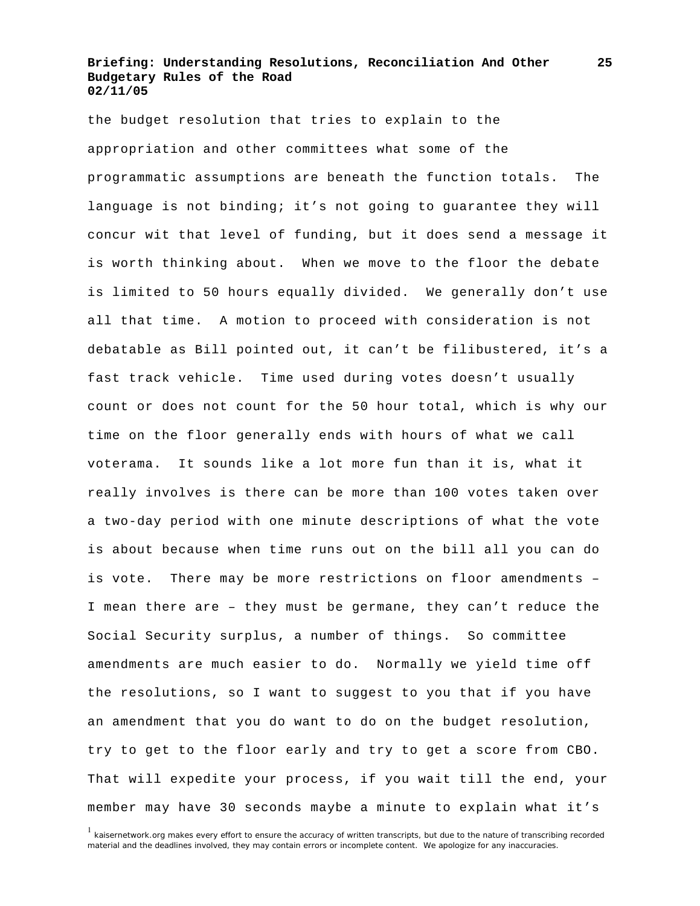the budget resolution that tries to explain to the appropriation and other committees what some of the programmatic assumptions are beneath the function totals. The language is not binding; it's not going to guarantee they will concur wit that level of funding, but it does send a message it is worth thinking about. When we move to the floor the debate is limited to 50 hours equally divided. We generally don't use all that time. A motion to proceed with consideration is not debatable as Bill pointed out, it can't be filibustered, it's a fast track vehicle. Time used during votes doesn't usually count or does not count for the 50 hour total, which is why our time on the floor generally ends with hours of what we call voterama. It sounds like a lot more fun than it is, what it really involves is there can be more than 100 votes taken over a two-day period with one minute descriptions of what the vote is about because when time runs out on the bill all you can do is vote. There may be more restrictions on floor amendments – I mean there are – they must be germane, they can't reduce the Social Security surplus, a number of things. So committee amendments are much easier to do. Normally we yield time off the resolutions, so I want to suggest to you that if you have an amendment that you do want to do on the budget resolution, try to get to the floor early and try to get a score from CBO. That will expedite your process, if you wait till the end, your member may have 30 seconds maybe a minute to explain what it's

[1] kaisernetwork.org makes every effort to ensure the accuracy of written transcripts, but due to the nature of transcribing recorded material and the deadlines involved, they may contain errors or incomplete content. We apologize for any inaccuracies.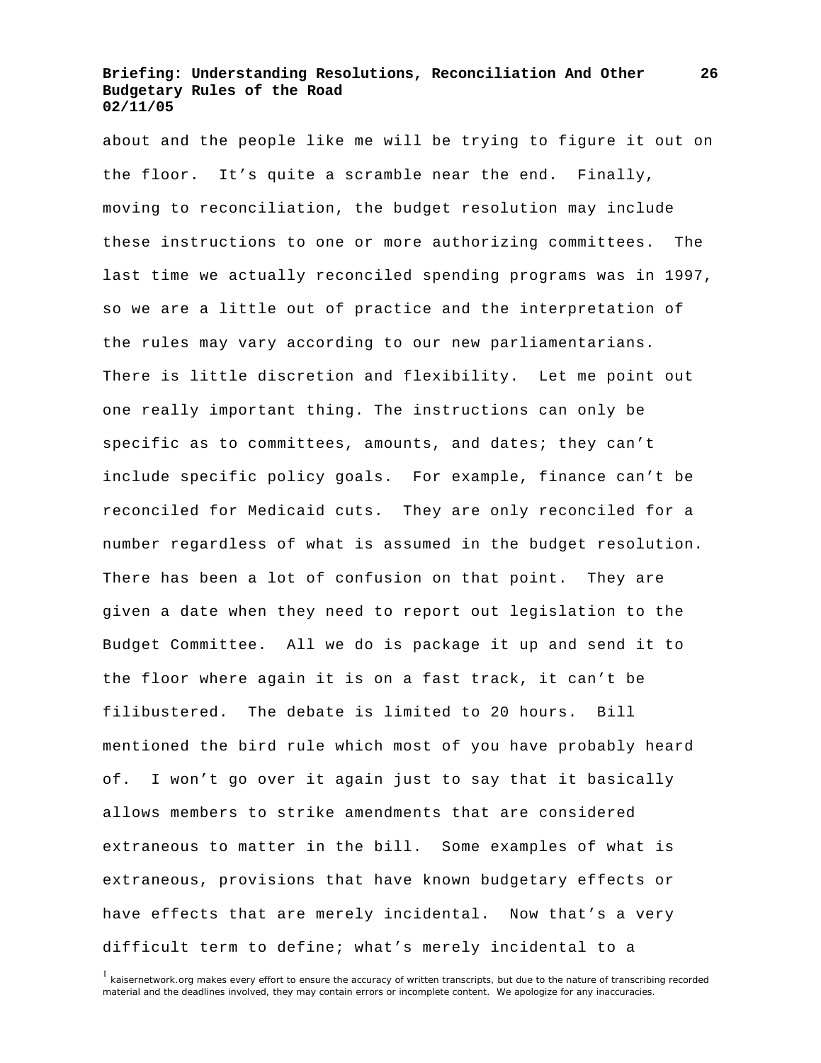about and the people like me will be trying to figure it out on the floor. It's quite a scramble near the end. Finally, moving to reconciliation, the budget resolution may include these instructions to one or more authorizing committees. The last time we actually reconciled spending programs was in 1997, so we are a little out of practice and the interpretation of the rules may vary according to our new parliamentarians. There is little discretion and flexibility. Let me point out one really important thing. The instructions can only be specific as to committees, amounts, and dates; they can't include specific policy goals. For example, finance can't be reconciled for Medicaid cuts. They are only reconciled for a number regardless of what is assumed in the budget resolution. There has been a lot of confusion on that point. They are given a date when they need to report out legislation to the Budget Committee. All we do is package it up and send it to the floor where again it is on a fast track, it can't be filibustered. The debate is limited to 20 hours. Bill mentioned the bird rule which most of you have probably heard of. I won't go over it again just to say that it basically allows members to strike amendments that are considered extraneous to matter in the bill. Some examples of what is extraneous, provisions that have known budgetary effects or have effects that are merely incidental. Now that's a very difficult term to define; what's merely incidental to a

[1] kaisernetwork.org makes every effort to ensure the accuracy of written transcripts, but due to the nature of transcribing recorded material and the deadlines involved, they may contain errors or incomplete content. We apologize for any inaccuracies.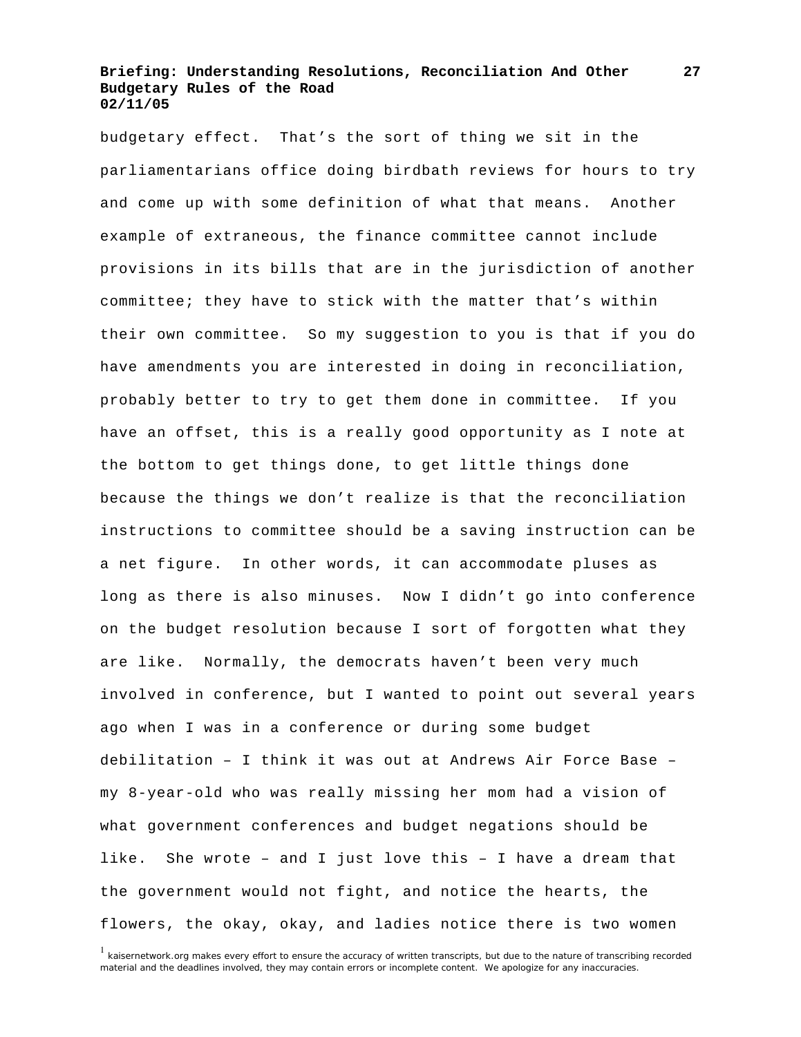budgetary effect. That's the sort of thing we sit in the parliamentarians office doing birdbath reviews for hours to try and come up with some definition of what that means. Another example of extraneous, the finance committee cannot include provisions in its bills that are in the jurisdiction of another committee; they have to stick with the matter that's within their own committee. So my suggestion to you is that if you do have amendments you are interested in doing in reconciliation, probably better to try to get them done in committee. If you have an offset, this is a really good opportunity as I note at the bottom to get things done, to get little things done because the things we don't realize is that the reconciliation instructions to committee should be a saving instruction can be a net figure. In other words, it can accommodate pluses as long as there is also minuses. Now I didn't go into conference on the budget resolution because I sort of forgotten what they are like. Normally, the democrats haven't been very much involved in conference, but I wanted to point out several years ago when I was in a conference or during some budget debilitation – I think it was out at Andrews Air Force Base – my 8-year-old who was really missing her mom had a vision of what government conferences and budget negations should be like. She wrote – and I just love this – I have a dream that the government would not fight, and notice the hearts, the flowers, the okay, okay, and ladies notice there is two women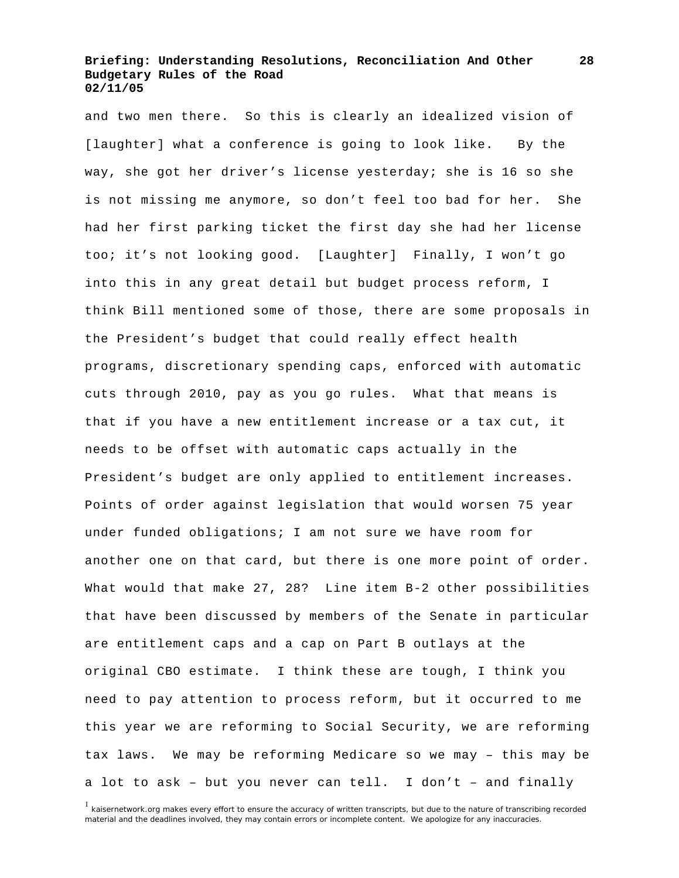and two men there. So this is clearly an idealized vision of [laughter] what a conference is going to look like. By the way, she got her driver's license yesterday; she is 16 so she is not missing me anymore, so don't feel too bad for her. She had her first parking ticket the first day she had her license too; it's not looking good. [Laughter] Finally, I won't go into this in any great detail but budget process reform, I think Bill mentioned some of those, there are some proposals in the President's budget that could really effect health programs, discretionary spending caps, enforced with automatic cuts through 2010, pay as you go rules. What that means is that if you have a new entitlement increase or a tax cut, it needs to be offset with automatic caps actually in the President's budget are only applied to entitlement increases. Points of order against legislation that would worsen 75 year under funded obligations; I am not sure we have room for another one on that card, but there is one more point of order. What would that make 27, 28? Line item B-2 other possibilities that have been discussed by members of the Senate in particular are entitlement caps and a cap on Part B outlays at the original CBO estimate. I think these are tough, I think you need to pay attention to process reform, but it occurred to me this year we are reforming to Social Security, we are reforming tax laws. We may be reforming Medicare so we may – this may be a lot to ask – but you never can tell. I don't – and finally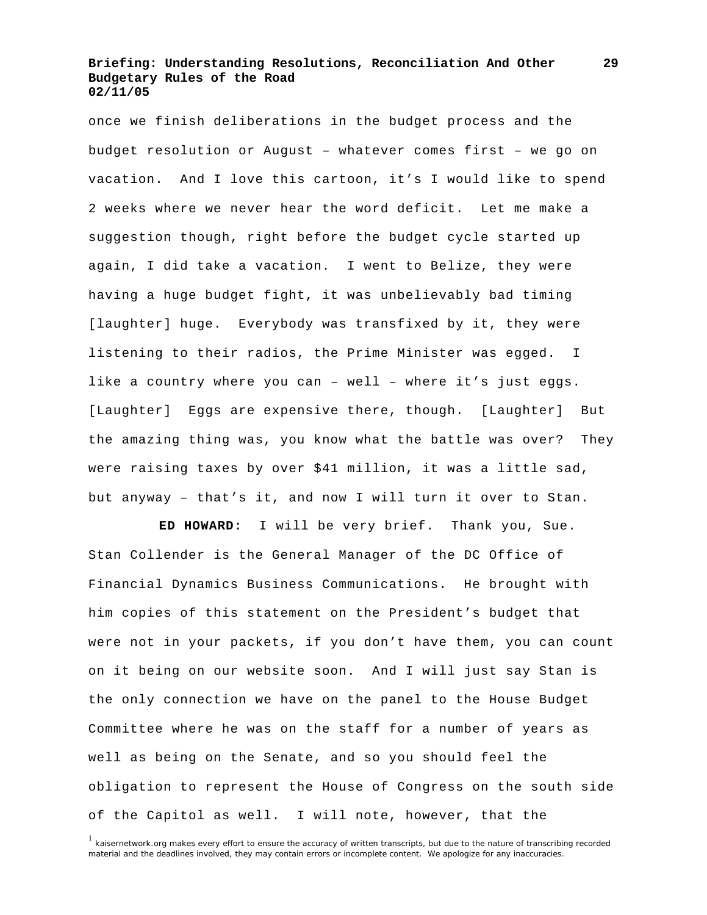once we finish deliberations in the budget process and the budget resolution or August – whatever comes first – we go on vacation. And I love this cartoon, it's I would like to spend 2 weeks where we never hear the word deficit. Let me make a suggestion though, right before the budget cycle started up again, I did take a vacation. I went to Belize, they were having a huge budget fight, it was unbelievably bad timing [laughter] huge. Everybody was transfixed by it, they were listening to their radios, the Prime Minister was egged. I like a country where you can – well – where it's just eggs. [Laughter] Eggs are expensive there, though. [Laughter] But the amazing thing was, you know what the battle was over? They were raising taxes by over $41 million, it was a little sad, but anyway – that's it, and now I will turn it over to Stan.

**ED HOWARD:** I will be very brief. Thank you, Sue. Stan Collender is the General Manager of the DC Office of Financial Dynamics Business Communications. He brought with him copies of this statement on the President's budget that were not in your packets, if you don't have them, you can count on it being on our website soon. And I will just say Stan is the only connection we have on the panel to the House Budget Committee where he was on the staff for a number of years as well as being on the Senate, and so you should feel the obligation to represent the House of Congress on the south side of the Capitol as well. I will note, however, that the

[1] kaisernetwork.org makes every effort to ensure the accuracy of written transcripts, but due to the nature of transcribing recorded material and the deadlines involved, they may contain errors or incomplete content. We apologize for any inaccuracies.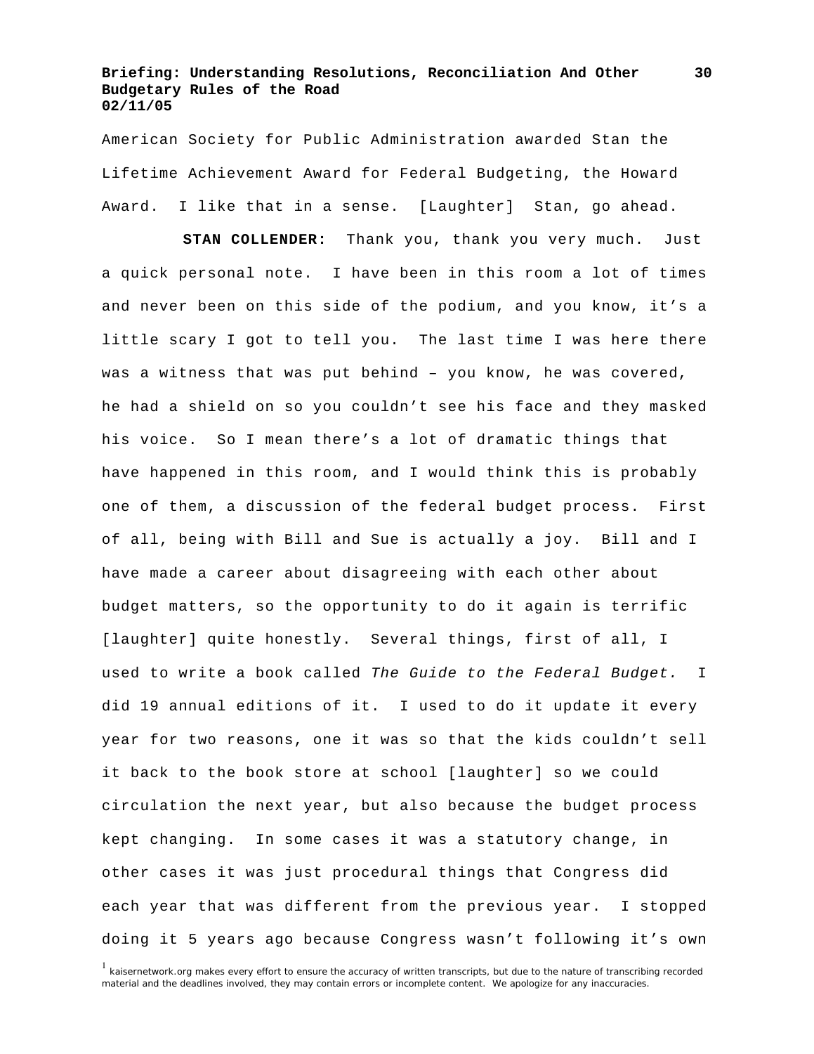American Society for Public Administration awarded Stan the Lifetime Achievement Award for Federal Budgeting, the Howard Award. I like that in a sense. [Laughter] Stan, go ahead.

**STAN COLLENDER:** Thank you, thank you very much. Just a quick personal note. I have been in this room a lot of times and never been on this side of the podium, and you know, it's a little scary I got to tell you. The last time I was here there was a witness that was put behind – you know, he was covered, he had a shield on so you couldn't see his face and they masked his voice. So I mean there's a lot of dramatic things that have happened in this room, and I would think this is probably one of them, a discussion of the federal budget process. First of all, being with Bill and Sue is actually a joy. Bill and I have made a career about disagreeing with each other about budget matters, so the opportunity to do it again is terrific [laughter] quite honestly. Several things, first of all, I used to write a book called *The Guide to the Federal Budget.* I did 19 annual editions of it. I used to do it update it every year for two reasons, one it was so that the kids couldn't sell it back to the book store at school [laughter] so we could circulation the next year, but also because the budget process kept changing. In some cases it was a statutory change, in other cases it was just procedural things that Congress did each year that was different from the previous year. I stopped doing it 5 years ago because Congress wasn't following it's own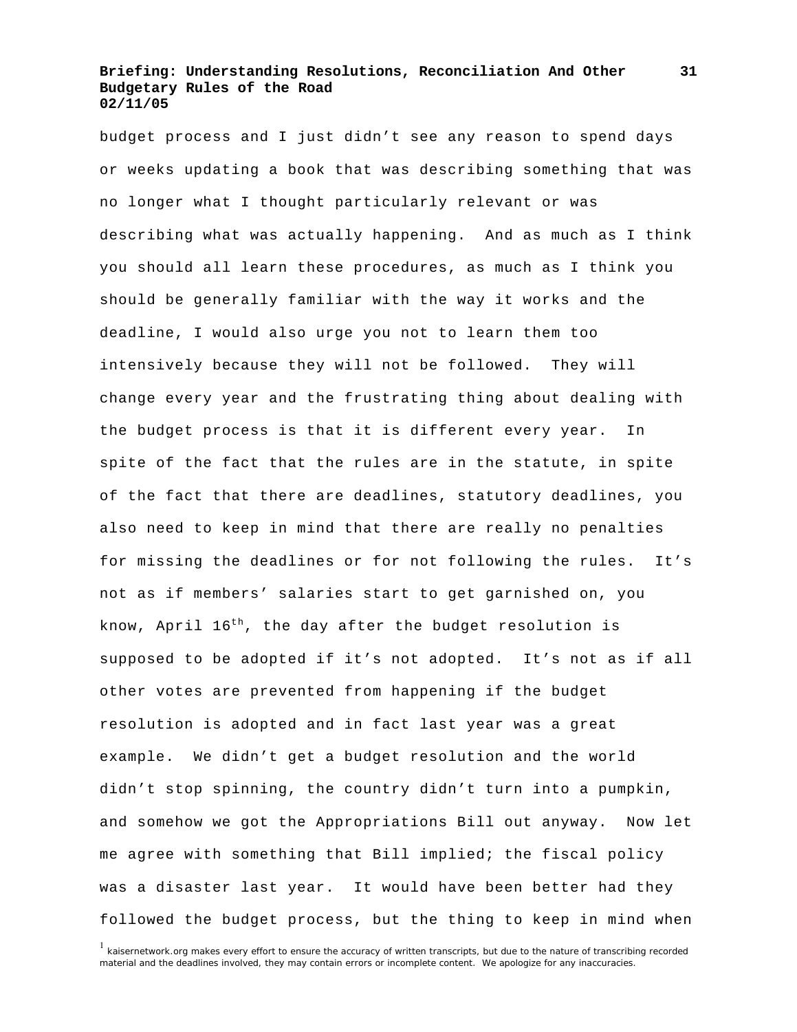budget process and I just didn't see any reason to spend days or weeks updating a book that was describing something that was no longer what I thought particularly relevant or was describing what was actually happening. And as much as I think you should all learn these procedures, as much as I think you should be generally familiar with the way it works and the deadline, I would also urge you not to learn them too intensively because they will not be followed. They will change every year and the frustrating thing about dealing with the budget process is that it is different every year. In spite of the fact that the rules are in the statute, in spite of the fact that there are deadlines, statutory deadlines, you also need to keep in mind that there are really no penalties for missing the deadlines or for not following the rules. It's not as if members' salaries start to get garnished on, you know, April 16th, the day after the budget resolution is supposed to be adopted if it's not adopted. It's not as if all other votes are prevented from happening if the budget resolution is adopted and in fact last year was a great example. We didn't get a budget resolution and the world didn't stop spinning, the country didn't turn into a pumpkin, and somehow we got the Appropriations Bill out anyway. Now let me agree with something that Bill implied; the fiscal policy was a disaster last year. It would have been better had they followed the budget process, but the thing to keep in mind when

[1] kaisernetwork.org makes every effort to ensure the accuracy of written transcripts, but due to the nature of transcribing recorded material and the deadlines involved, they may contain errors or incomplete content. We apologize for any inaccuracies.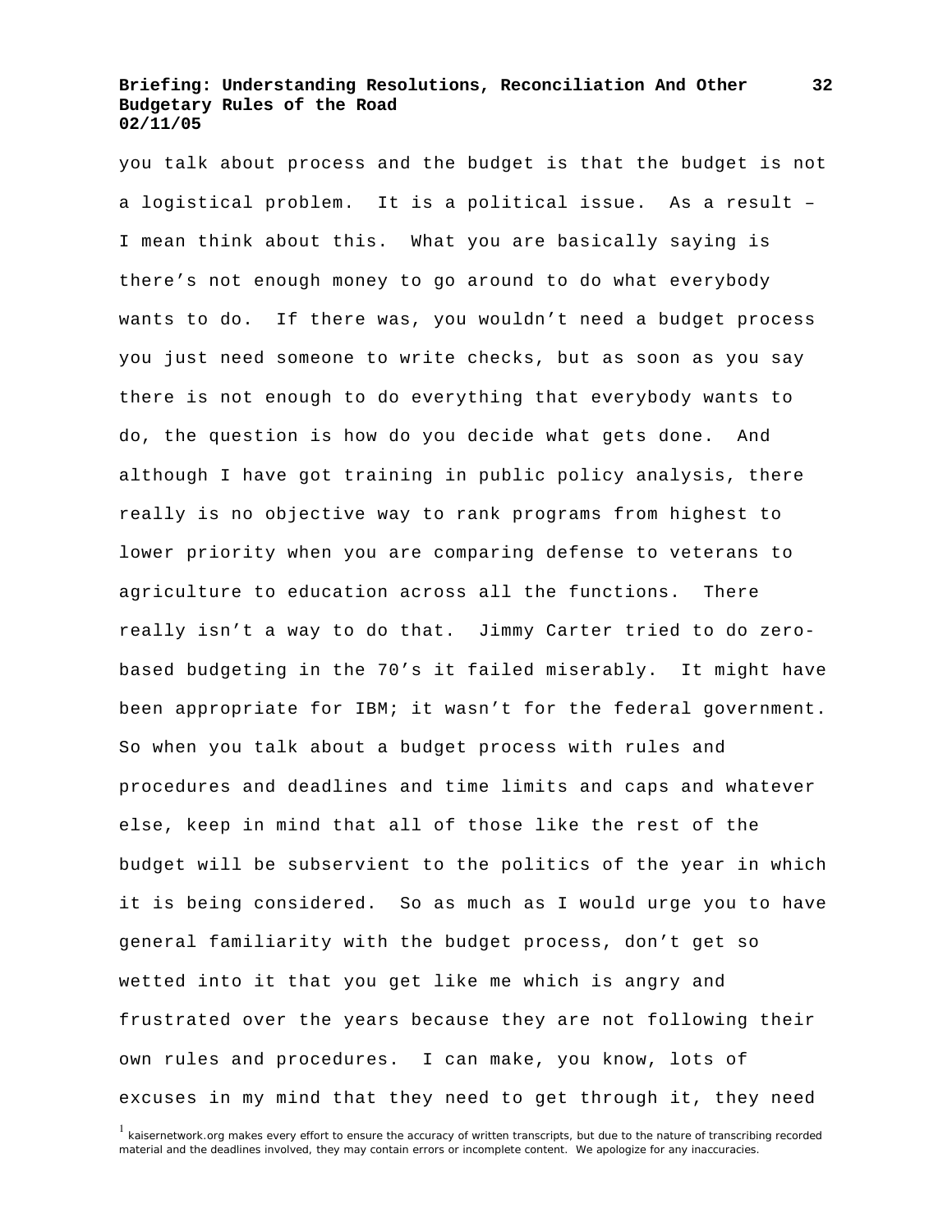you talk about process and the budget is that the budget is not a logistical problem. It is a political issue. As a result – I mean think about this. What you are basically saying is there's not enough money to go around to do what everybody wants to do. If there was, you wouldn't need a budget process you just need someone to write checks, but as soon as you say there is not enough to do everything that everybody wants to do, the question is how do you decide what gets done. And although I have got training in public policy analysis, there really is no objective way to rank programs from highest to lower priority when you are comparing defense to veterans to agriculture to education across all the functions. There really isn't a way to do that. Jimmy Carter tried to do zero-based budgeting in the 70's it failed miserably. It might have been appropriate for IBM; it wasn't for the federal government. So when you talk about a budget process with rules and procedures and deadlines and time limits and caps and whatever else, keep in mind that all of those like the rest of the budget will be subservient to the politics of the year in which it is being considered. So as much as I would urge you to have general familiarity with the budget process, don't get so wetted into it that you get like me which is angry and frustrated over the years because they are not following their own rules and procedures. I can make, you know, lots of excuses in my mind that they need to get through it, they need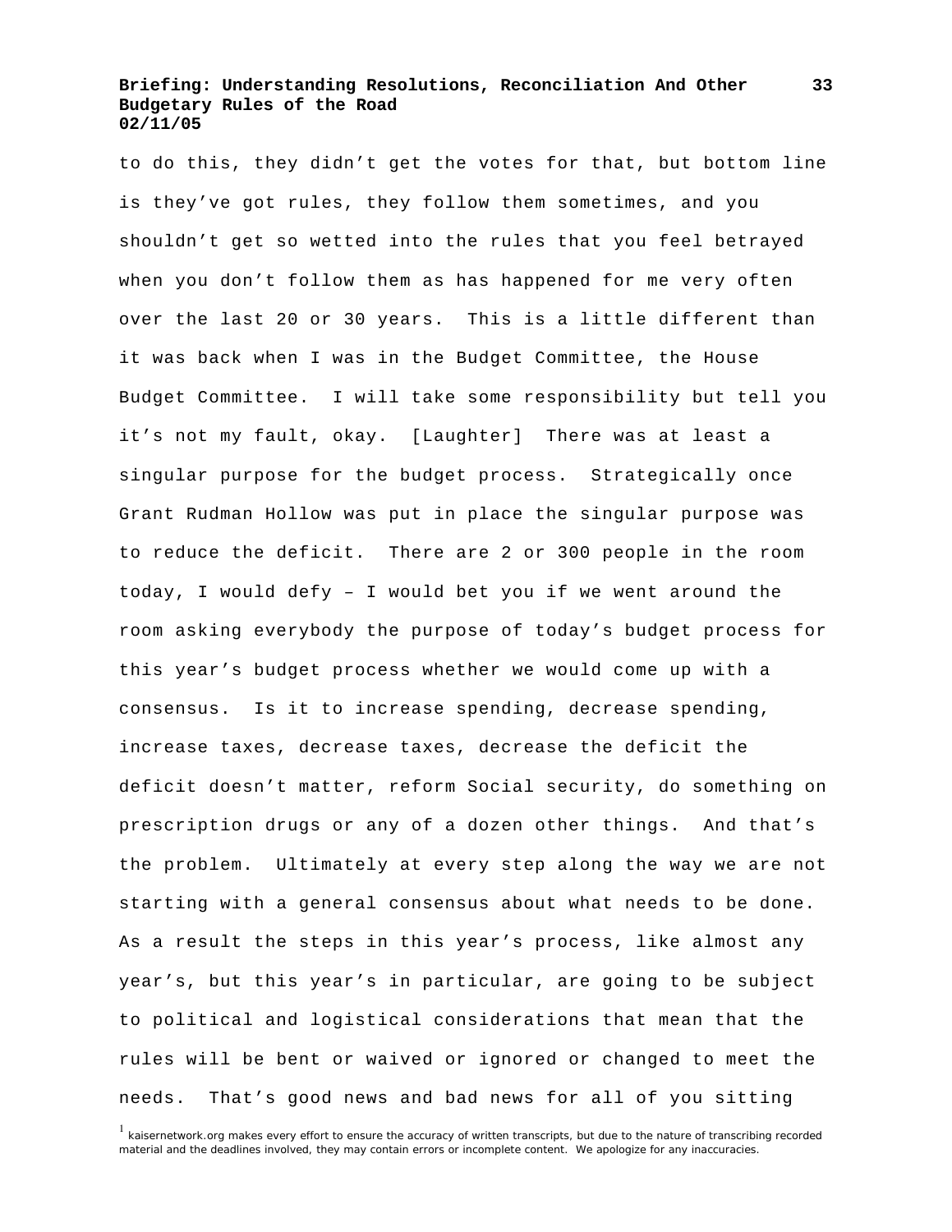to do this, they didn't get the votes for that, but bottom line is they've got rules, they follow them sometimes, and you shouldn't get so wetted into the rules that you feel betrayed when you don't follow them as has happened for me very often over the last 20 or 30 years. This is a little different than it was back when I was in the Budget Committee, the House Budget Committee. I will take some responsibility but tell you it's not my fault, okay. [Laughter] There was at least a singular purpose for the budget process. Strategically once Grant Rudman Hollow was put in place the singular purpose was to reduce the deficit. There are 2 or 300 people in the room today, I would defy – I would bet you if we went around the room asking everybody the purpose of today's budget process for this year's budget process whether we would come up with a consensus. Is it to increase spending, decrease spending, increase taxes, decrease taxes, decrease the deficit the deficit doesn't matter, reform Social security, do something on prescription drugs or any of a dozen other things. And that's the problem. Ultimately at every step along the way we are not starting with a general consensus about what needs to be done. As a result the steps in this year's process, like almost any year's, but this year's in particular, are going to be subject to political and logistical considerations that mean that the rules will be bent or waived or ignored or changed to meet the needs. That's good news and bad news for all of you sitting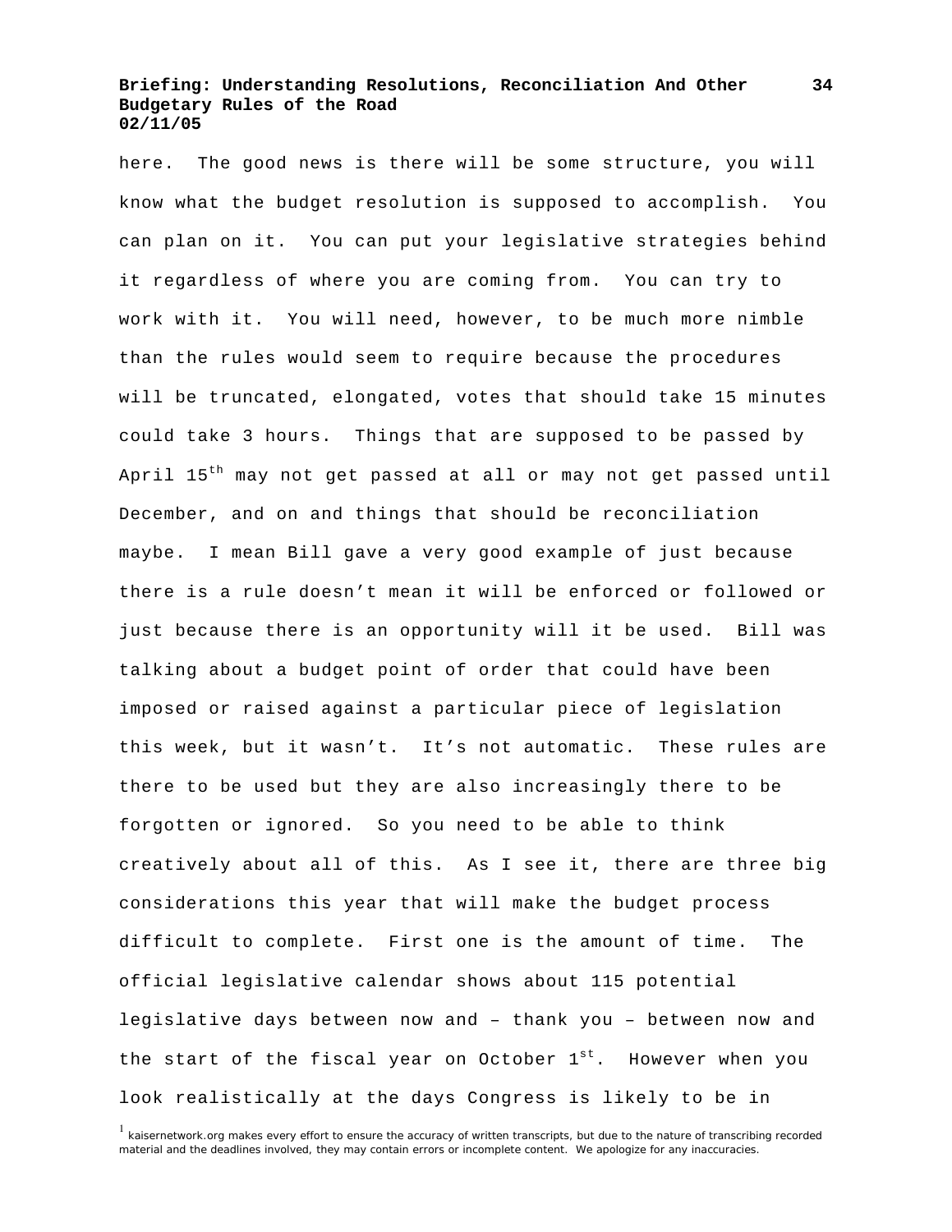here. The good news is there will be some structure, you will know what the budget resolution is supposed to accomplish. You can plan on it. You can put your legislative strategies behind it regardless of where you are coming from. You can try to work with it. You will need, however, to be much more nimble than the rules would seem to require because the procedures will be truncated, elongated, votes that should take 15 minutes could take 3 hours. Things that are supposed to be passed by April 15th may not get passed at all or may not get passed until December, and on and things that should be reconciliation maybe. I mean Bill gave a very good example of just because there is a rule doesn't mean it will be enforced or followed or just because there is an opportunity will it be used. Bill was talking about a budget point of order that could have been imposed or raised against a particular piece of legislation this week, but it wasn't. It's not automatic. These rules are there to be used but they are also increasingly there to be forgotten or ignored. So you need to be able to think creatively about all of this. As I see it, there are three big considerations this year that will make the budget process difficult to complete. First one is the amount of time. The official legislative calendar shows about 115 potential legislative days between now and – thank you – between now and the start of the fiscal year on October 1st. However when you look realistically at the days Congress is likely to be in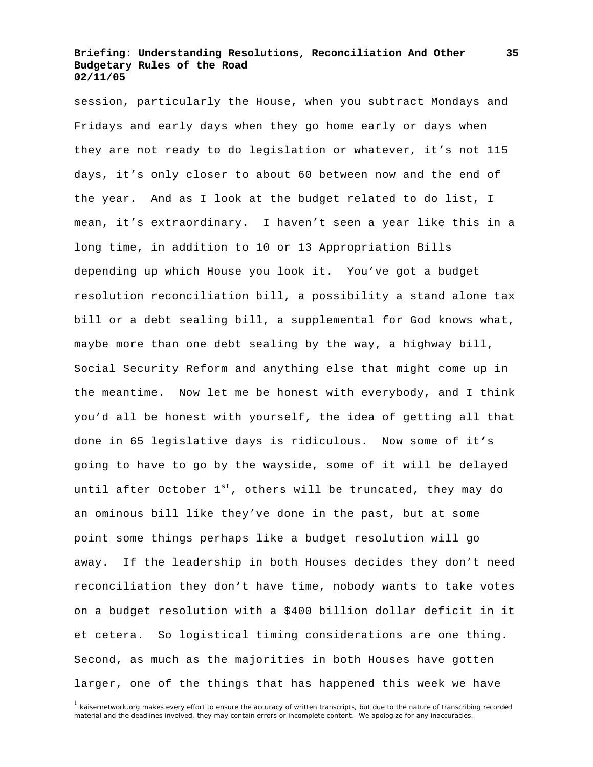session, particularly the House, when you subtract Mondays and Fridays and early days when they go home early or days when they are not ready to do legislation or whatever, it's not 115 days, it's only closer to about 60 between now and the end of the year. And as I look at the budget related to do list, I mean, it's extraordinary. I haven't seen a year like this in a long time, in addition to 10 or 13 Appropriation Bills depending up which House you look it. You've got a budget resolution reconciliation bill, a possibility a stand alone tax bill or a debt sealing bill, a supplemental for God knows what, maybe more than one debt sealing by the way, a highway bill, Social Security Reform and anything else that might come up in the meantime. Now let me be honest with everybody, and I think you'd all be honest with yourself, the idea of getting all that done in 65 legislative days is ridiculous. Now some of it's going to have to go by the wayside, some of it will be delayed until after October 1st, others will be truncated, they may do an ominous bill like they've done in the past, but at some point some things perhaps like a budget resolution will go away. If the leadership in both Houses decides they don't need reconciliation they don't have time, nobody wants to take votes on a budget resolution with a $400 billion dollar deficit in it et cetera. So logistical timing considerations are one thing. Second, as much as the majorities in both Houses have gotten larger, one of the things that has happened this week we have

[1] kaisernetwork.org makes every effort to ensure the accuracy of written transcripts, but due to the nature of transcribing recorded material and the deadlines involved, they may contain errors or incomplete content. We apologize for any inaccuracies.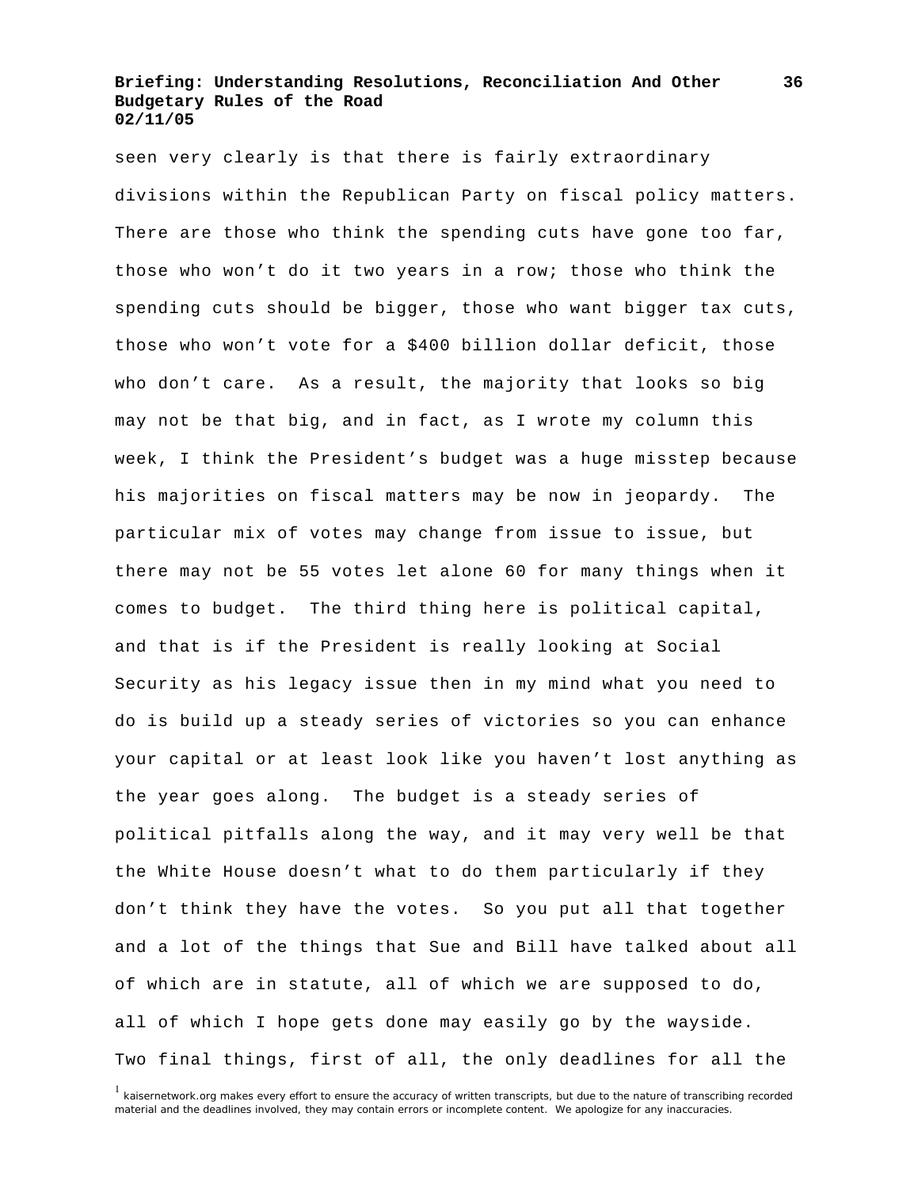seen very clearly is that there is fairly extraordinary divisions within the Republican Party on fiscal policy matters. There are those who think the spending cuts have gone too far, those who won't do it two years in a row; those who think the spending cuts should be bigger, those who want bigger tax cuts, those who won't vote for a $400 billion dollar deficit, those who don't care. As a result, the majority that looks so big may not be that big, and in fact, as I wrote my column this week, I think the President's budget was a huge misstep because his majorities on fiscal matters may be now in jeopardy. The particular mix of votes may change from issue to issue, but there may not be 55 votes let alone 60 for many things when it comes to budget. The third thing here is political capital, and that is if the President is really looking at Social Security as his legacy issue then in my mind what you need to do is build up a steady series of victories so you can enhance your capital or at least look like you haven't lost anything as the year goes along. The budget is a steady series of political pitfalls along the way, and it may very well be that the White House doesn't what to do them particularly if they don't think they have the votes. So you put all that together and a lot of the things that Sue and Bill have talked about all of which are in statute, all of which we are supposed to do, all of which I hope gets done may easily go by the wayside. Two final things, first of all, the only deadlines for all the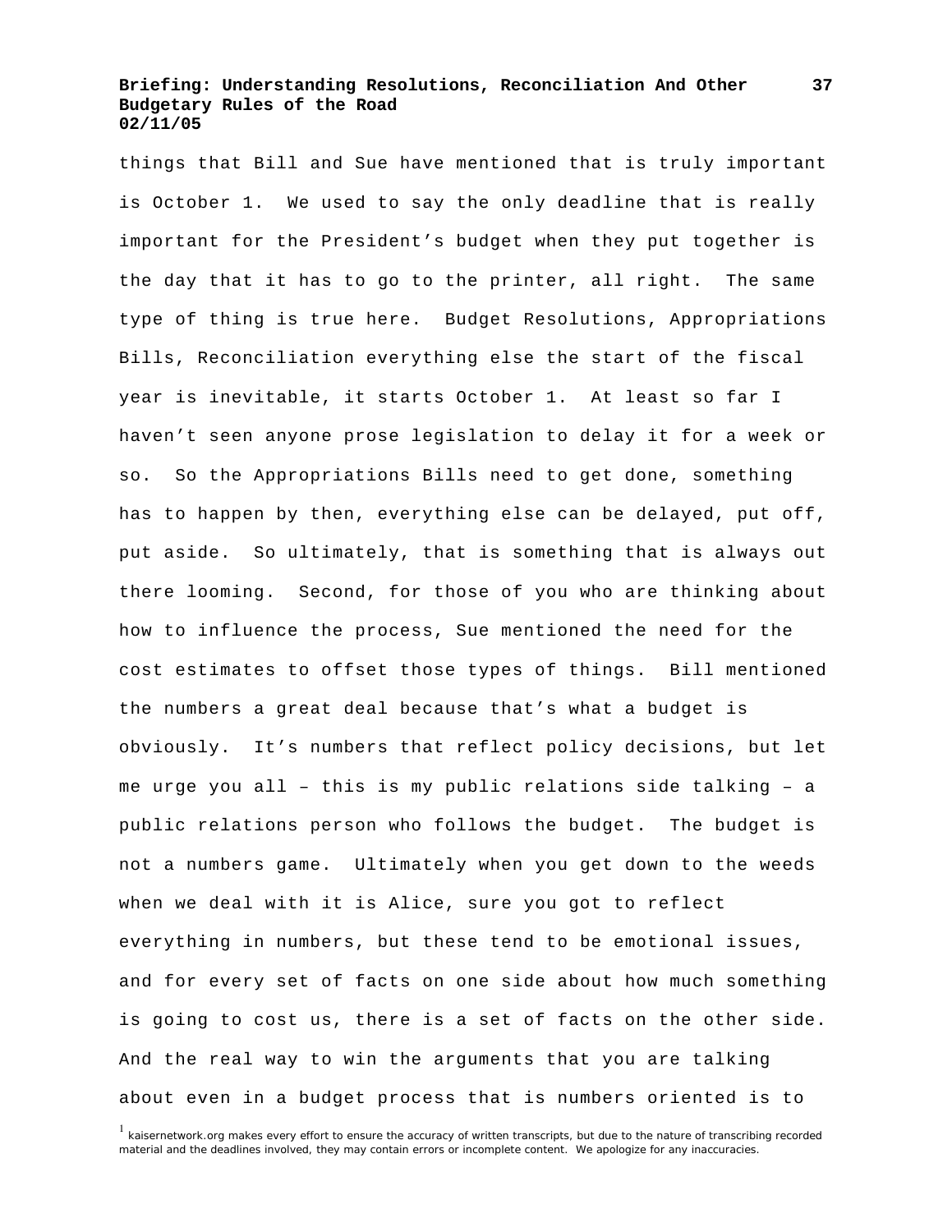things that Bill and Sue have mentioned that is truly important is October 1. We used to say the only deadline that is really important for the President's budget when they put together is the day that it has to go to the printer, all right. The same type of thing is true here. Budget Resolutions, Appropriations Bills, Reconciliation everything else the start of the fiscal year is inevitable, it starts October 1. At least so far I haven't seen anyone prose legislation to delay it for a week or so. So the Appropriations Bills need to get done, something has to happen by then, everything else can be delayed, put off, put aside. So ultimately, that is something that is always out there looming. Second, for those of you who are thinking about how to influence the process, Sue mentioned the need for the cost estimates to offset those types of things. Bill mentioned the numbers a great deal because that's what a budget is obviously. It's numbers that reflect policy decisions, but let me urge you all – this is my public relations side talking – a public relations person who follows the budget. The budget is not a numbers game. Ultimately when you get down to the weeds when we deal with it is Alice, sure you got to reflect everything in numbers, but these tend to be emotional issues, and for every set of facts on one side about how much something is going to cost us, there is a set of facts on the other side. And the real way to win the arguments that you are talking about even in a budget process that is numbers oriented is to

[1] kaisernetwork.org makes every effort to ensure the accuracy of written transcripts, but due to the nature of transcribing recorded material and the deadlines involved, they may contain errors or incomplete content. We apologize for any inaccuracies.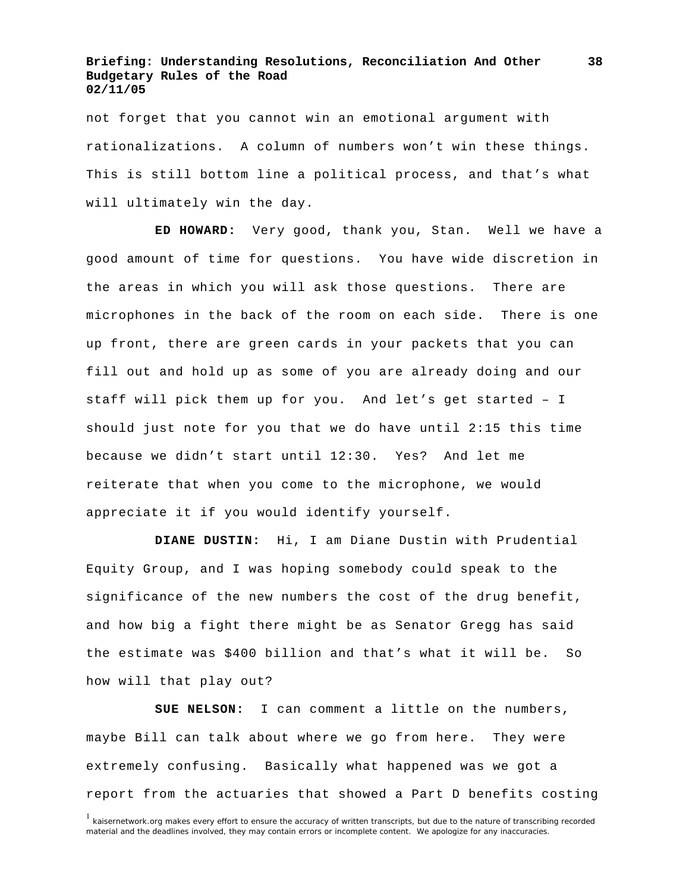not forget that you cannot win an emotional argument with rationalizations. A column of numbers won't win these things. This is still bottom line a political process, and that's what will ultimately win the day.

**ED HOWARD:** Very good, thank you, Stan. Well we have a good amount of time for questions. You have wide discretion in the areas in which you will ask those questions. There are microphones in the back of the room on each side. There is one up front, there are green cards in your packets that you can fill out and hold up as some of you are already doing and our staff will pick them up for you. And let's get started – I should just note for you that we do have until 2:15 this time because we didn't start until 12:30. Yes? And let me reiterate that when you come to the microphone, we would appreciate it if you would identify yourself.

**DIANE DUSTIN:** Hi, I am Diane Dustin with Prudential Equity Group, and I was hoping somebody could speak to the significance of the new numbers the cost of the drug benefit, and how big a fight there might be as Senator Gregg has said the estimate was $400 billion and that's what it will be. So how will that play out?

**SUE NELSON:** I can comment a little on the numbers, maybe Bill can talk about where we go from here. They were extremely confusing. Basically what happened was we got a report from the actuaries that showed a Part D benefits costing

[1] kaisernetwork.org makes every effort to ensure the accuracy of written transcripts, but due to the nature of transcribing recorded material and the deadlines involved, they may contain errors or incomplete content. We apologize for any inaccuracies.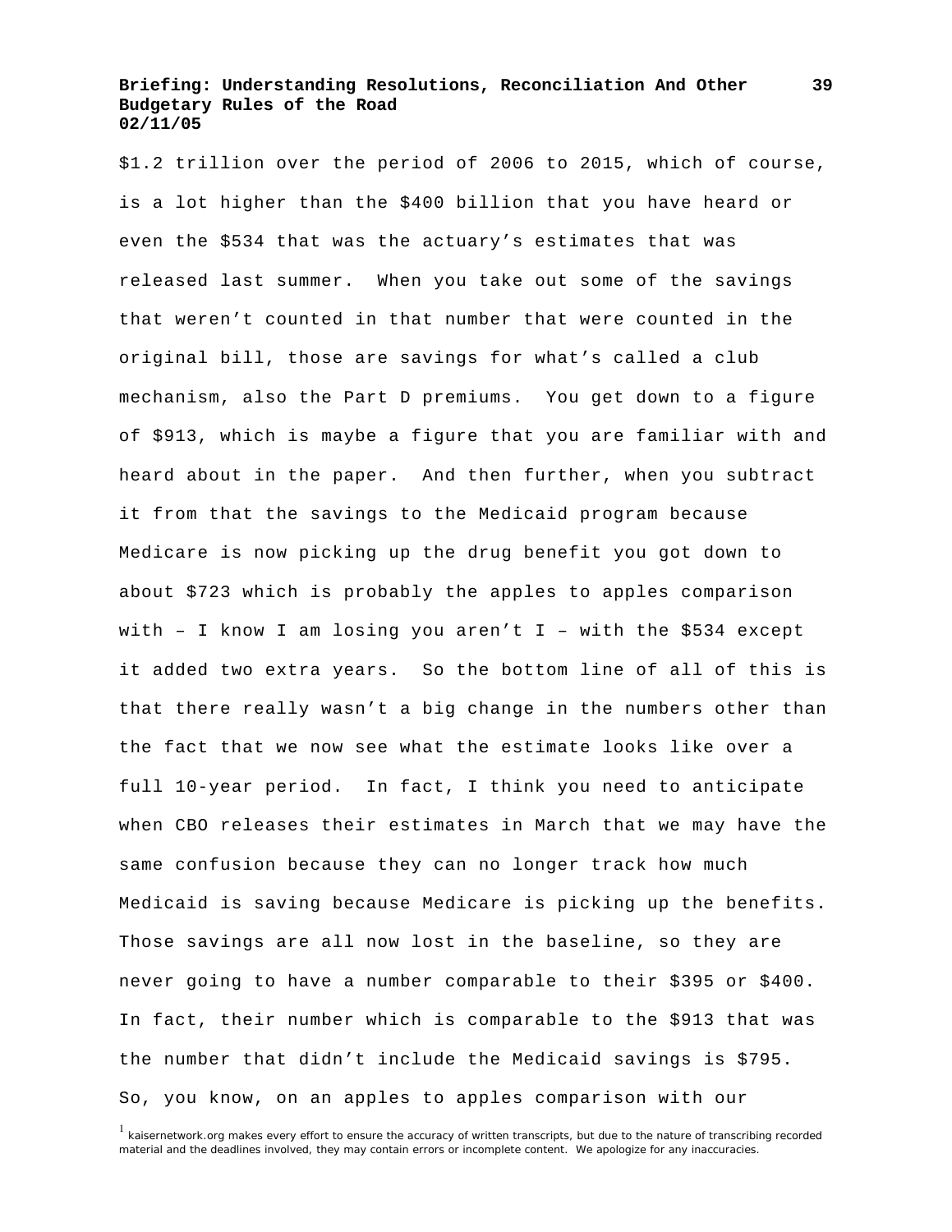$1.2 trillion over the period of 2006 to 2015, which of course, is a lot higher than the $400 billion that you have heard or even the $534 that was the actuary's estimates that was released last summer. When you take out some of the savings that weren't counted in that number that were counted in the original bill, those are savings for what's called a club mechanism, also the Part D premiums. You get down to a figure of $913, which is maybe a figure that you are familiar with and heard about in the paper. And then further, when you subtract it from that the savings to the Medicaid program because Medicare is now picking up the drug benefit you got down to about $723 which is probably the apples to apples comparison with – I know I am losing you aren't I – with the $534 except it added two extra years. So the bottom line of all of this is that there really wasn't a big change in the numbers other than the fact that we now see what the estimate looks like over a full 10-year period. In fact, I think you need to anticipate when CBO releases their estimates in March that we may have the same confusion because they can no longer track how much Medicaid is saving because Medicare is picking up the benefits. Those savings are all now lost in the baseline, so they are never going to have a number comparable to their $395 or $400. In fact, their number which is comparable to the $913 that was the number that didn't include the Medicaid savings is $795. So, you know, on an apples to apples comparison with our

[1] kaisernetwork.org makes every effort to ensure the accuracy of written transcripts, but due to the nature of transcribing recorded material and the deadlines involved, they may contain errors or incomplete content. We apologize for any inaccuracies.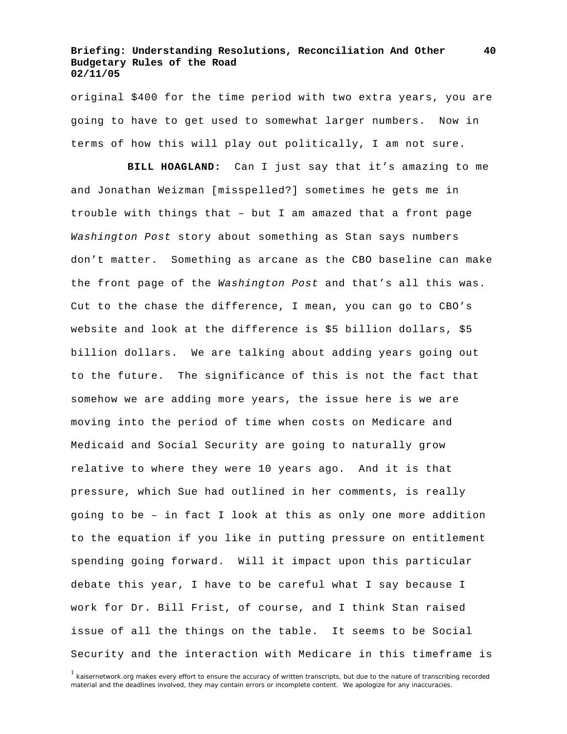original $400 for the time period with two extra years, you are going to have to get used to somewhat larger numbers. Now in terms of how this will play out politically, I am not sure.

**BILL HOAGLAND:** Can I just say that it's amazing to me and Jonathan Weizman [misspelled?] sometimes he gets me in trouble with things that – but I am amazed that a front page *Washington Post* story about something as Stan says numbers don't matter. Something as arcane as the CBO baseline can make the front page of the *Washington Post* and that's all this was. Cut to the chase the difference, I mean, you can go to CBO's website and look at the difference is $5 billion dollars, $5 billion dollars. We are talking about adding years going out to the future. The significance of this is not the fact that somehow we are adding more years, the issue here is we are moving into the period of time when costs on Medicare and Medicaid and Social Security are going to naturally grow relative to where they were 10 years ago. And it is that pressure, which Sue had outlined in her comments, is really going to be – in fact I look at this as only one more addition to the equation if you like in putting pressure on entitlement spending going forward. Will it impact upon this particular debate this year, I have to be careful what I say because I work for Dr. Bill Frist, of course, and I think Stan raised issue of all the things on the table. It seems to be Social Security and the interaction with Medicare in this timeframe is

[1] kaisernetwork.org makes every effort to ensure the accuracy of written transcripts, but due to the nature of transcribing recorded material and the deadlines involved, they may contain errors or incomplete content. We apologize for any inaccuracies.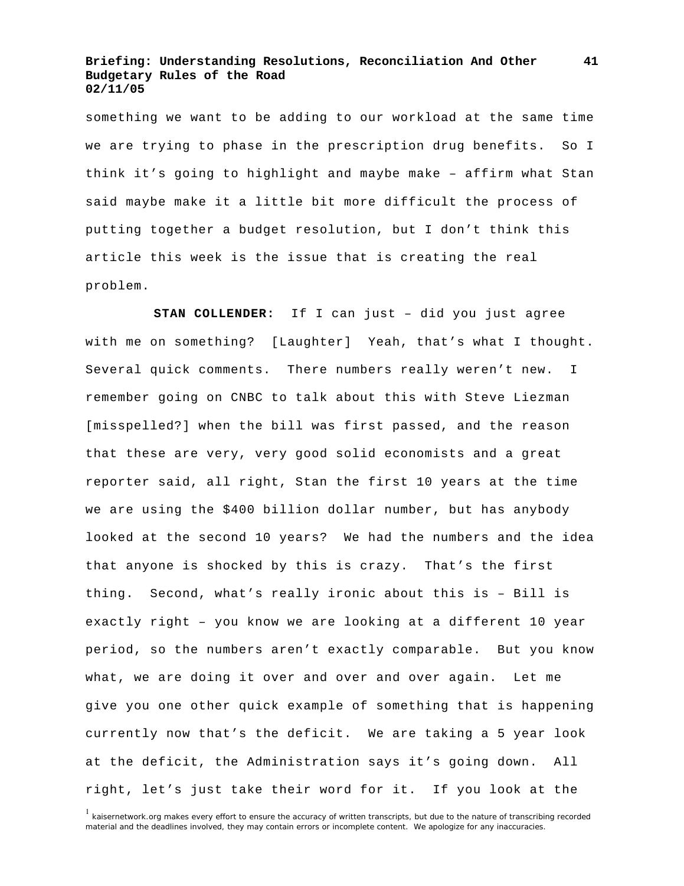something we want to be adding to our workload at the same time we are trying to phase in the prescription drug benefits. So I think it's going to highlight and maybe make – affirm what Stan said maybe make it a little bit more difficult the process of putting together a budget resolution, but I don't think this article this week is the issue that is creating the real problem.

**STAN COLLENDER:** If I can just – did you just agree with me on something? [Laughter] Yeah, that's what I thought. Several quick comments. There numbers really weren't new. I remember going on CNBC to talk about this with Steve Liezman [misspelled?] when the bill was first passed, and the reason that these are very, very good solid economists and a great reporter said, all right, Stan the first 10 years at the time we are using the $400 billion dollar number, but has anybody looked at the second 10 years? We had the numbers and the idea that anyone is shocked by this is crazy. That's the first thing. Second, what's really ironic about this is – Bill is exactly right – you know we are looking at a different 10 year period, so the numbers aren't exactly comparable. But you know what, we are doing it over and over and over again. Let me give you one other quick example of something that is happening currently now that's the deficit. We are taking a 5 year look at the deficit, the Administration says it's going down. All right, let's just take their word for it. If you look at the

[1] kaisernetwork.org makes every effort to ensure the accuracy of written transcripts, but due to the nature of transcribing recorded material and the deadlines involved, they may contain errors or incomplete content. We apologize for any inaccuracies.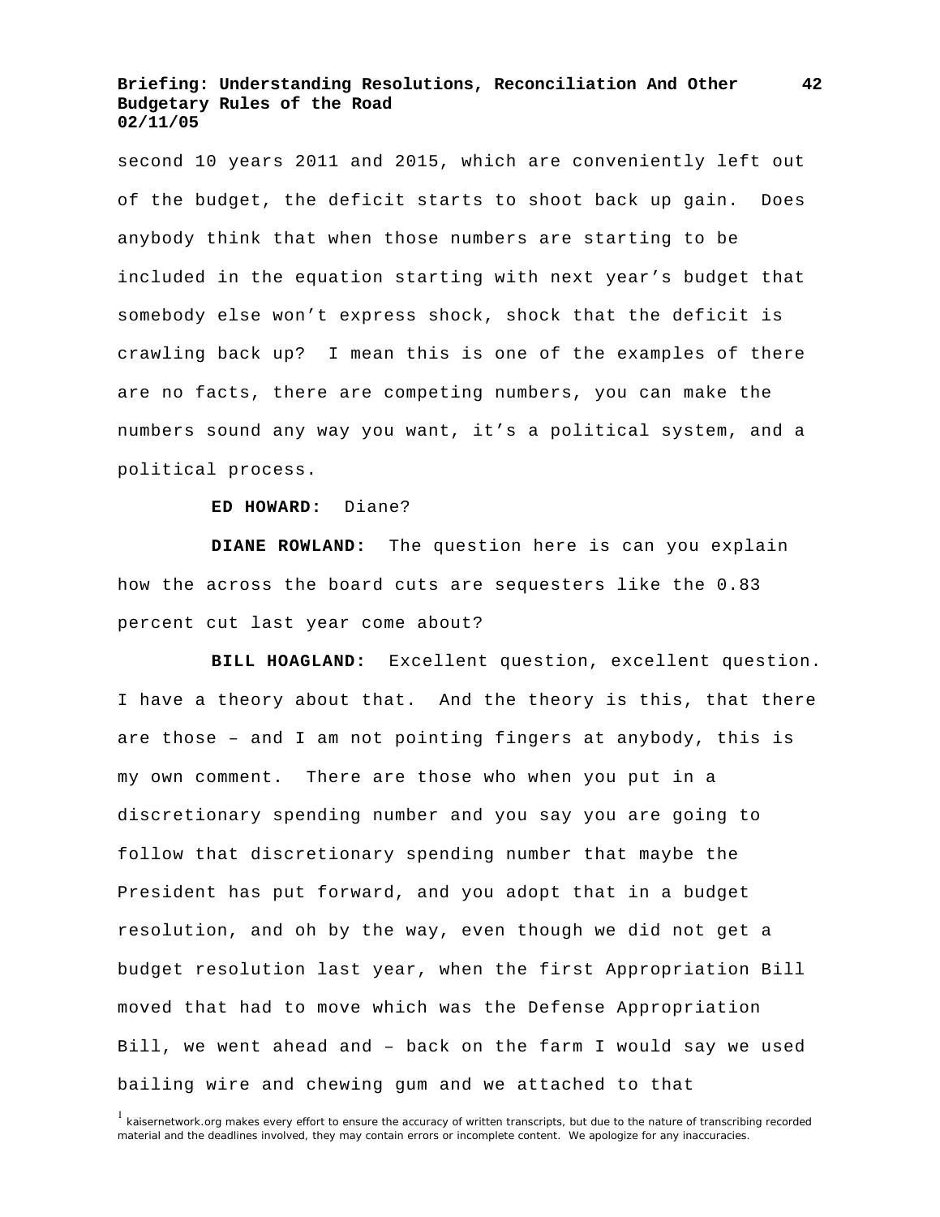second 10 years 2011 and 2015, which are conveniently left out of the budget, the deficit starts to shoot back up gain. Does anybody think that when those numbers are starting to be included in the equation starting with next year's budget that somebody else won't express shock, shock that the deficit is crawling back up? I mean this is one of the examples of there are no facts, there are competing numbers, you can make the numbers sound any way you want, it's a political system, and a political process.

**ED HOWARD:** Diane?

**DIANE ROWLAND:** The question here is can you explain how the across the board cuts are sequesters like the 0.83 percent cut last year come about?

**BILL HOAGLAND:** Excellent question, excellent question. I have a theory about that. And the theory is this, that there are those – and I am not pointing fingers at anybody, this is my own comment. There are those who when you put in a discretionary spending number and you say you are going to follow that discretionary spending number that maybe the President has put forward, and you adopt that in a budget resolution, and oh by the way, even though we did not get a budget resolution last year, when the first Appropriation Bill moved that had to move which was the Defense Appropriation Bill, we went ahead and – back on the farm I would say we used bailing wire and chewing gum and we attached to that

[1] kaisernetwork.org makes every effort to ensure the accuracy of written transcripts, but due to the nature of transcribing recorded material and the deadlines involved, they may contain errors or incomplete content. We apologize for any inaccuracies.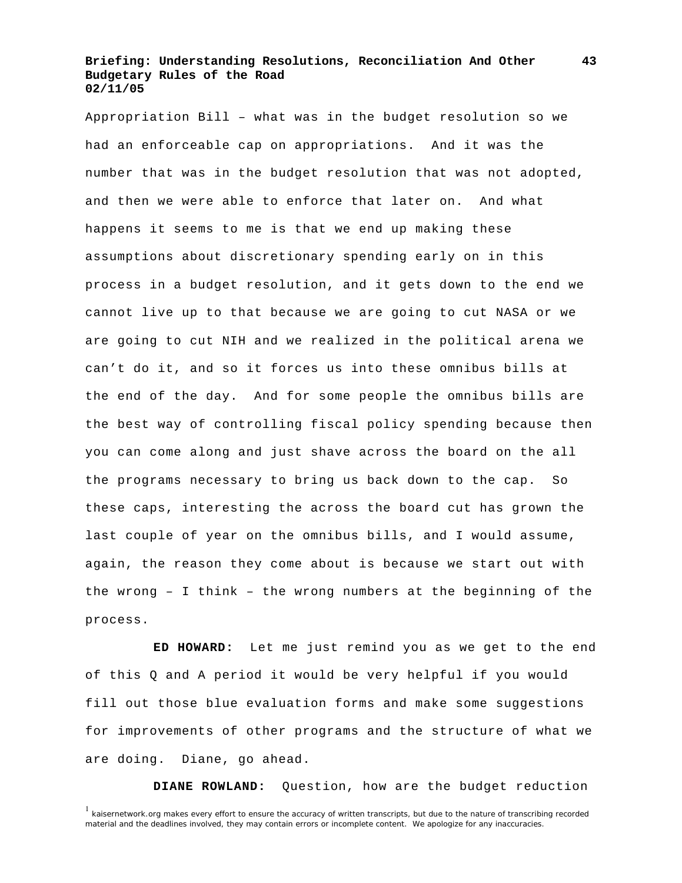Appropriation Bill – what was in the budget resolution so we had an enforceable cap on appropriations. And it was the number that was in the budget resolution that was not adopted, and then we were able to enforce that later on. And what happens it seems to me is that we end up making these assumptions about discretionary spending early on in this process in a budget resolution, and it gets down to the end we cannot live up to that because we are going to cut NASA or we are going to cut NIH and we realized in the political arena we can't do it, and so it forces us into these omnibus bills at the end of the day. And for some people the omnibus bills are the best way of controlling fiscal policy spending because then you can come along and just shave across the board on the all the programs necessary to bring us back down to the cap. So these caps, interesting the across the board cut has grown the last couple of year on the omnibus bills, and I would assume, again, the reason they come about is because we start out with the wrong – I think – the wrong numbers at the beginning of the process.

**ED HOWARD:** Let me just remind you as we get to the end of this Q and A period it would be very helpful if you would fill out those blue evaluation forms and make some suggestions for improvements of other programs and the structure of what we are doing. Diane, go ahead.

**DIANE ROWLAND:** Question, how are the budget reduction

[1] kaisernetwork.org makes every effort to ensure the accuracy of written transcripts, but due to the nature of transcribing recorded material and the deadlines involved, they may contain errors or incomplete content. We apologize for any inaccuracies.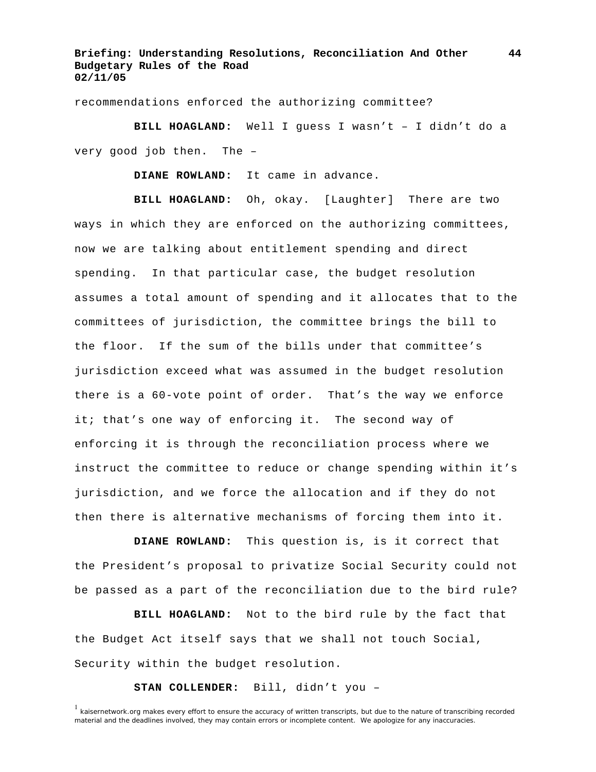recommendations enforced the authorizing committee?

**BILL HOAGLAND:** Well I guess I wasn't – I didn't do a very good job then. The –

**DIANE ROWLAND:** It came in advance.

**BILL HOAGLAND:** Oh, okay. [Laughter] There are two ways in which they are enforced on the authorizing committees, now we are talking about entitlement spending and direct spending. In that particular case, the budget resolution assumes a total amount of spending and it allocates that to the committees of jurisdiction, the committee brings the bill to the floor. If the sum of the bills under that committee's jurisdiction exceed what was assumed in the budget resolution there is a 60-vote point of order. That's the way we enforce it; that's one way of enforcing it. The second way of enforcing it is through the reconciliation process where we instruct the committee to reduce or change spending within it's jurisdiction, and we force the allocation and if they do not then there is alternative mechanisms of forcing them into it.

**DIANE ROWLAND:** This question is, is it correct that the President's proposal to privatize Social Security could not be passed as a part of the reconciliation due to the bird rule?

**BILL HOAGLAND:** Not to the bird rule by the fact that the Budget Act itself says that we shall not touch Social, Security within the budget resolution.

**STAN COLLENDER:** Bill, didn't you –

[1] kaisernetwork.org makes every effort to ensure the accuracy of written transcripts, but due to the nature of transcribing recorded material and the deadlines involved, they may contain errors or incomplete content. We apologize for any inaccuracies.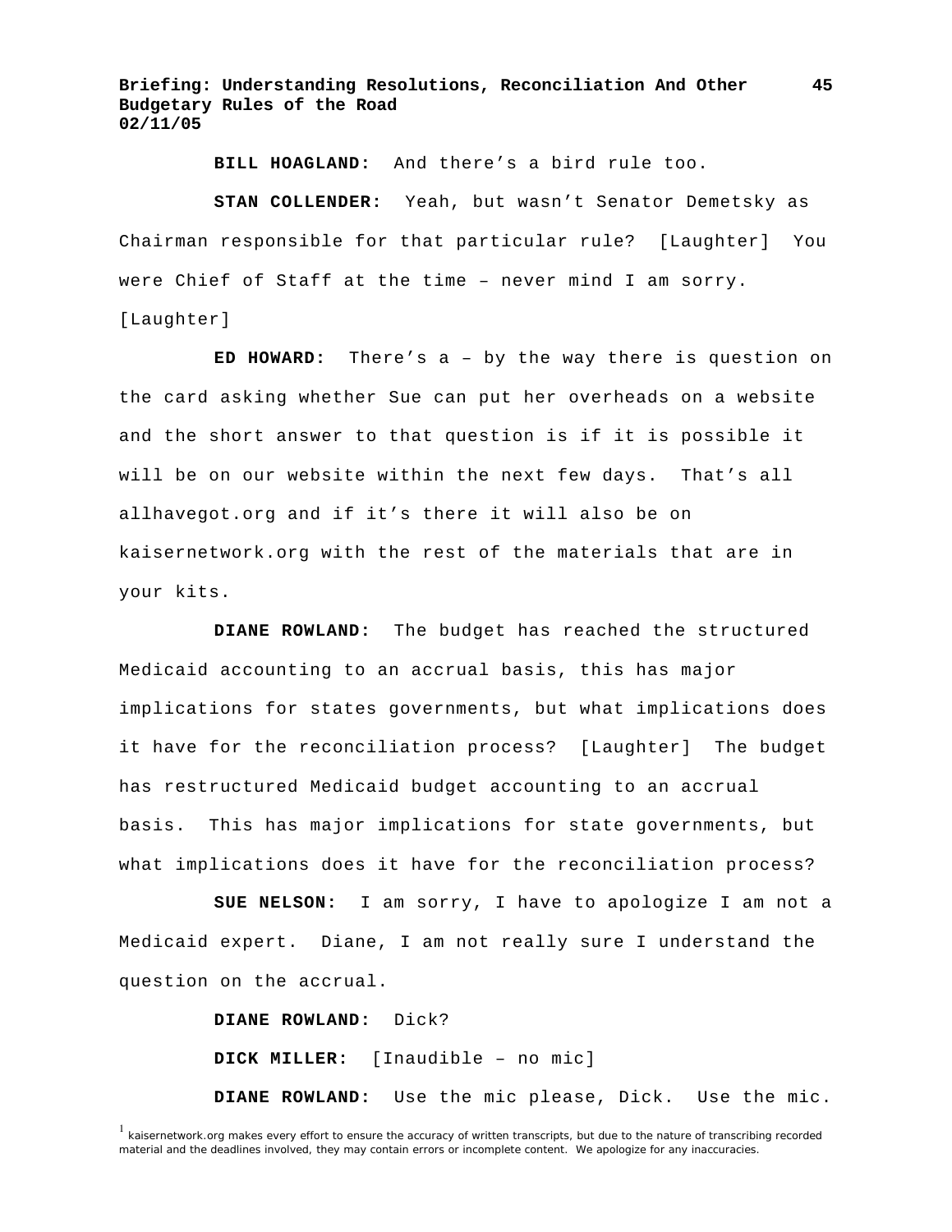**BILL HOAGLAND:** And there's a bird rule too.

**STAN COLLENDER:** Yeah, but wasn't Senator Demetsky as Chairman responsible for that particular rule? [Laughter] You were Chief of Staff at the time – never mind I am sorry. [Laughter]

**ED HOWARD:** There's a – by the way there is question on the card asking whether Sue can put her overheads on a website and the short answer to that question is if it is possible it will be on our website within the next few days. That's all allhavegot.org and if it's there it will also be on kaisernetwork.org with the rest of the materials that are in your kits.

**DIANE ROWLAND:** The budget has reached the structured Medicaid accounting to an accrual basis, this has major implications for states governments, but what implications does it have for the reconciliation process? [Laughter] The budget has restructured Medicaid budget accounting to an accrual basis. This has major implications for state governments, but what implications does it have for the reconciliation process?

**SUE NELSON:** I am sorry, I have to apologize I am not a Medicaid expert. Diane, I am not really sure I understand the question on the accrual.

**DIANE ROWLAND:** Dick?

**DICK MILLER:** [Inaudible – no mic]

**DIANE ROWLAND:** Use the mic please, Dick. Use the mic.

[1] kaisernetwork.org makes every effort to ensure the accuracy of written transcripts, but due to the nature of transcribing recorded material and the deadlines involved, they may contain errors or incomplete content. We apologize for any inaccuracies.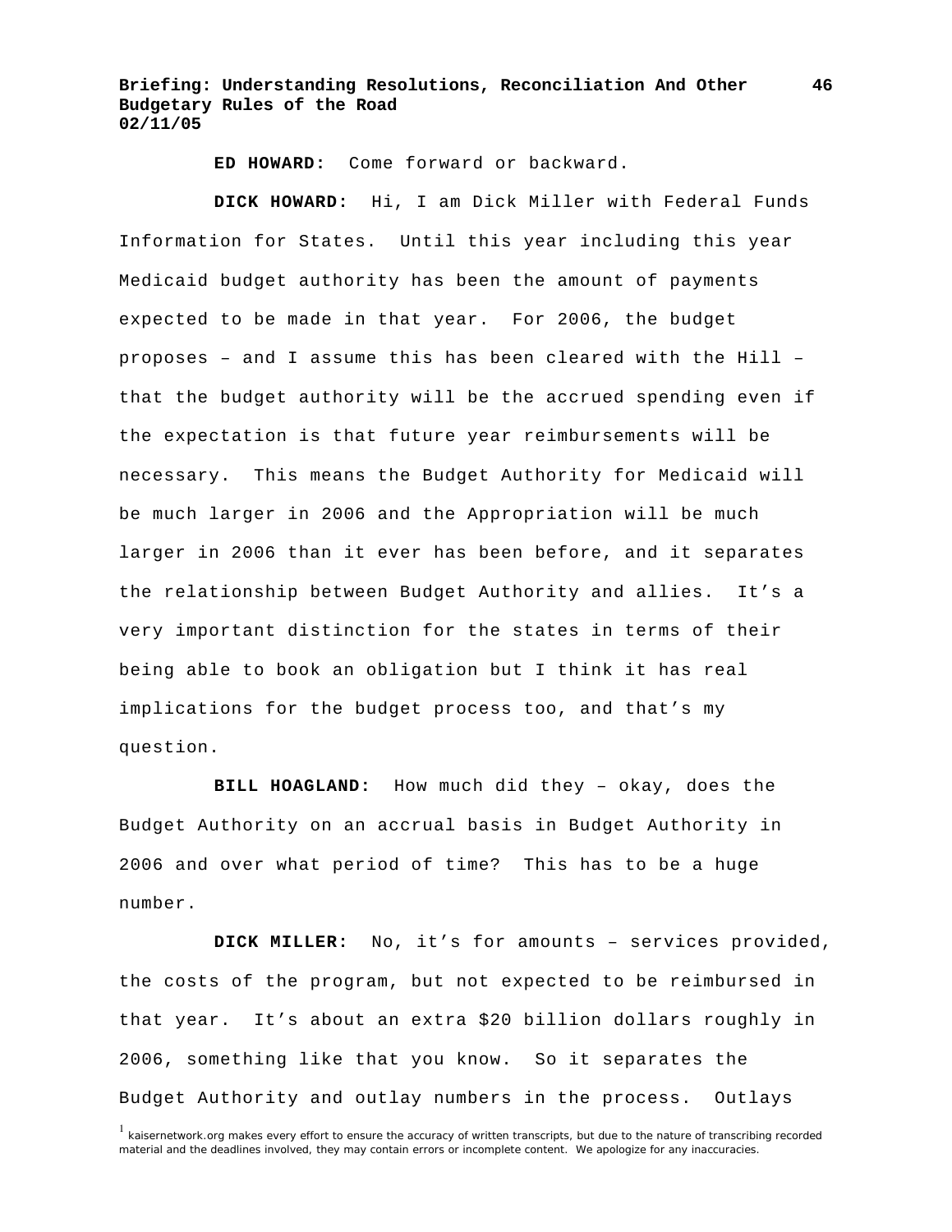**ED HOWARD:** Come forward or backward.

**DICK HOWARD:** Hi, I am Dick Miller with Federal Funds Information for States. Until this year including this year Medicaid budget authority has been the amount of payments expected to be made in that year. For 2006, the budget proposes – and I assume this has been cleared with the Hill – that the budget authority will be the accrued spending even if the expectation is that future year reimbursements will be necessary. This means the Budget Authority for Medicaid will be much larger in 2006 and the Appropriation will be much larger in 2006 than it ever has been before, and it separates the relationship between Budget Authority and allies. It's a very important distinction for the states in terms of their being able to book an obligation but I think it has real implications for the budget process too, and that's my question.

**BILL HOAGLAND:** How much did they – okay, does the Budget Authority on an accrual basis in Budget Authority in 2006 and over what period of time? This has to be a huge number.

**DICK MILLER:** No, it's for amounts – services provided, the costs of the program, but not expected to be reimbursed in that year. It's about an extra $20 billion dollars roughly in 2006, something like that you know. So it separates the Budget Authority and outlay numbers in the process. Outlays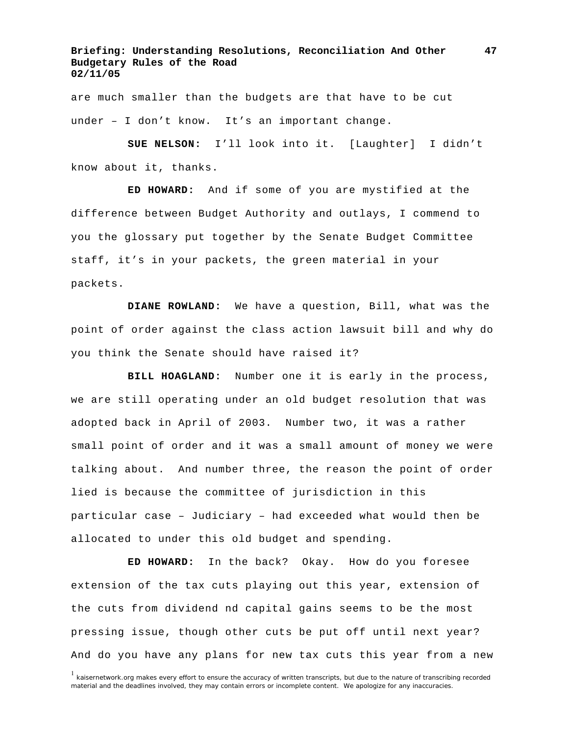are much smaller than the budgets are that have to be cut under – I don't know. It's an important change.

**SUE NELSON:** I'll look into it. [Laughter] I didn't know about it, thanks.

**ED HOWARD:** And if some of you are mystified at the difference between Budget Authority and outlays, I commend to you the glossary put together by the Senate Budget Committee staff, it's in your packets, the green material in your packets.

**DIANE ROWLAND:** We have a question, Bill, what was the point of order against the class action lawsuit bill and why do you think the Senate should have raised it?

**BILL HOAGLAND:** Number one it is early in the process, we are still operating under an old budget resolution that was adopted back in April of 2003. Number two, it was a rather small point of order and it was a small amount of money we were talking about. And number three, the reason the point of order lied is because the committee of jurisdiction in this particular case – Judiciary – had exceeded what would then be allocated to under this old budget and spending.

**ED HOWARD:** In the back? Okay. How do you foresee extension of the tax cuts playing out this year, extension of the cuts from dividend nd capital gains seems to be the most pressing issue, though other cuts be put off until next year? And do you have any plans for new tax cuts this year from a new

[1] kaisernetwork.org makes every effort to ensure the accuracy of written transcripts, but due to the nature of transcribing recorded material and the deadlines involved, they may contain errors or incomplete content. We apologize for any inaccuracies.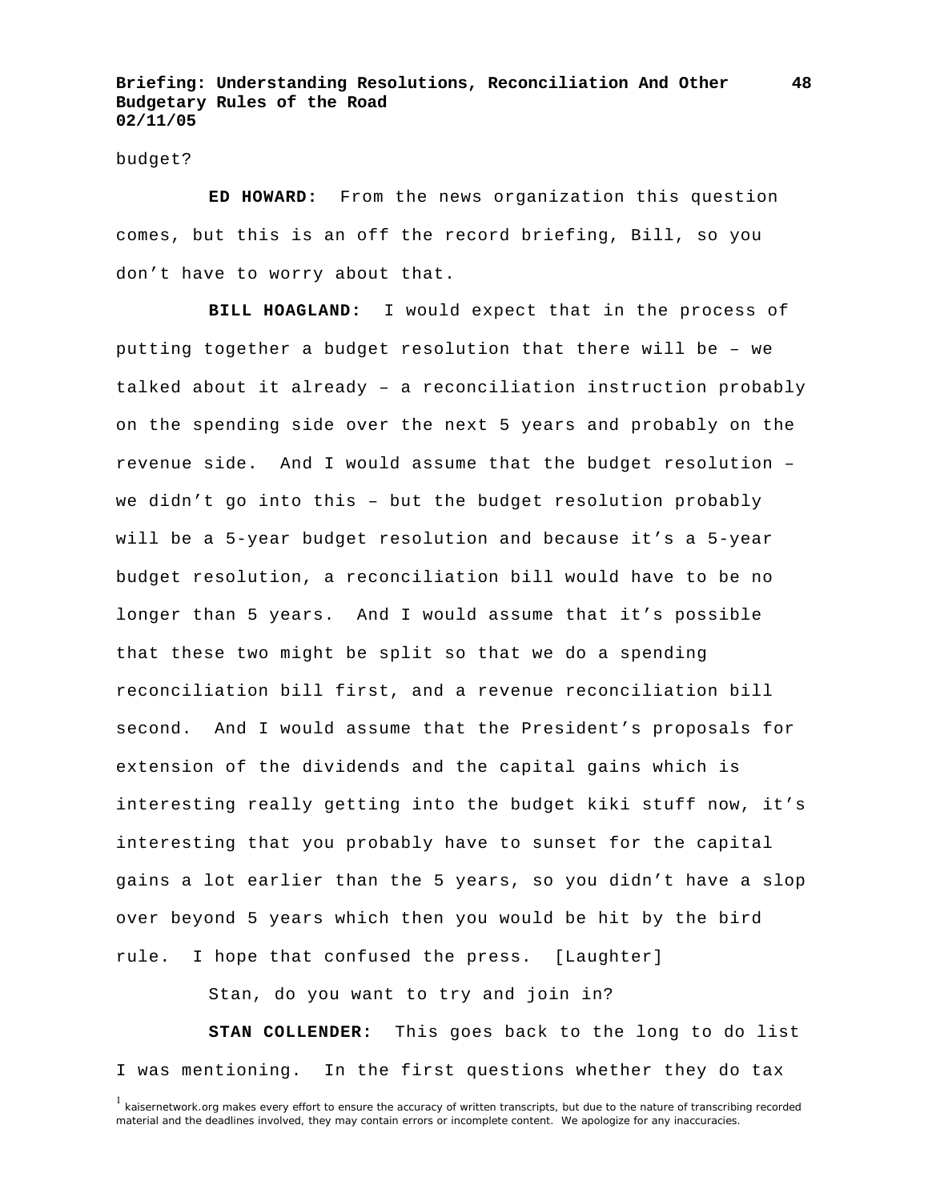budget?

**ED HOWARD:** From the news organization this question comes, but this is an off the record briefing, Bill, so you don't have to worry about that.

**BILL HOAGLAND:** I would expect that in the process of putting together a budget resolution that there will be – we talked about it already – a reconciliation instruction probably on the spending side over the next 5 years and probably on the revenue side. And I would assume that the budget resolution – we didn't go into this – but the budget resolution probably will be a 5-year budget resolution and because it's a 5-year budget resolution, a reconciliation bill would have to be no longer than 5 years. And I would assume that it's possible that these two might be split so that we do a spending reconciliation bill first, and a revenue reconciliation bill second. And I would assume that the President's proposals for extension of the dividends and the capital gains which is interesting really getting into the budget kiki stuff now, it's interesting that you probably have to sunset for the capital gains a lot earlier than the 5 years, so you didn't have a slop over beyond 5 years which then you would be hit by the bird rule. I hope that confused the press. [Laughter]

Stan, do you want to try and join in?

**STAN COLLENDER:** This goes back to the long to do list I was mentioning. In the first questions whether they do tax

[1] kaisernetwork.org makes every effort to ensure the accuracy of written transcripts, but due to the nature of transcribing recorded material and the deadlines involved, they may contain errors or incomplete content. We apologize for any inaccuracies.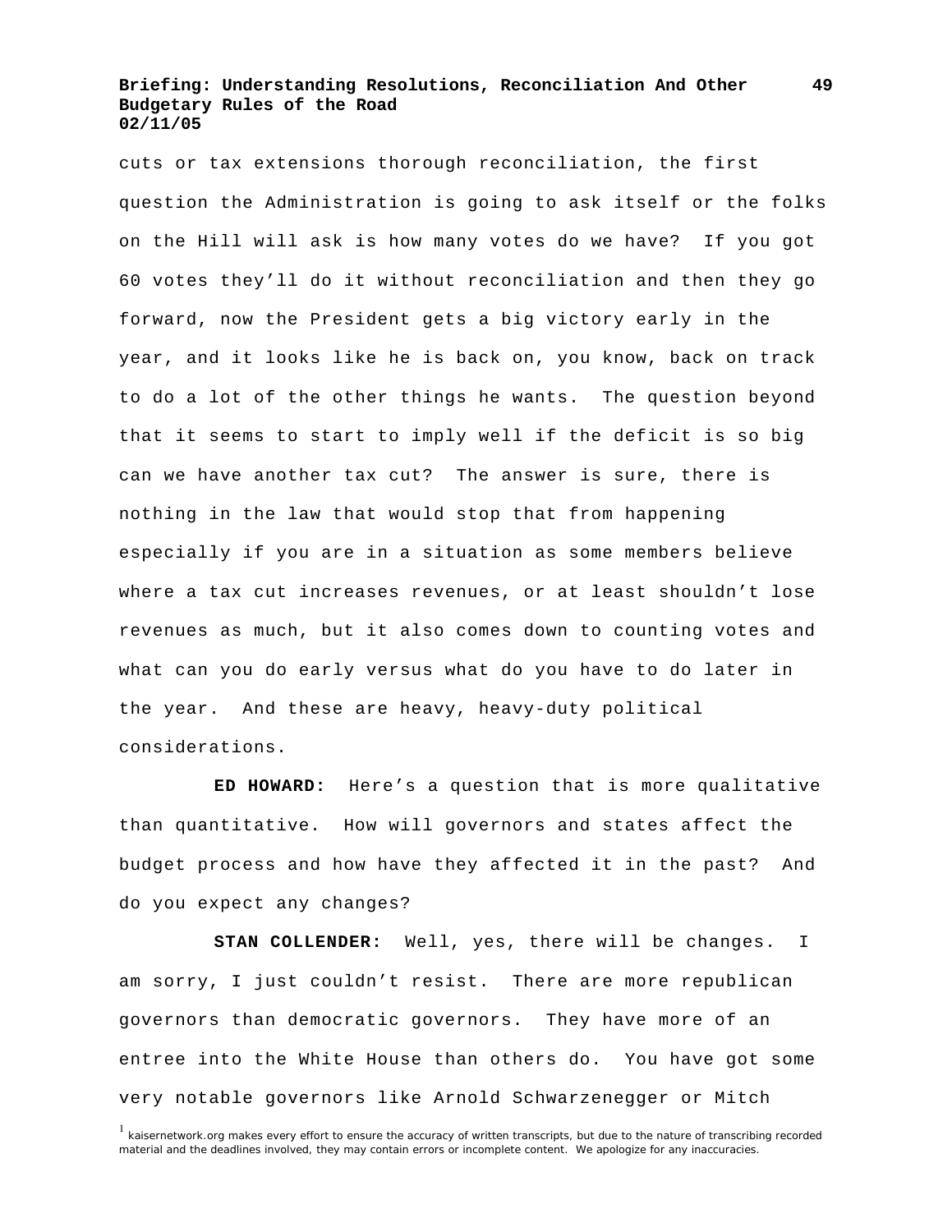cuts or tax extensions thorough reconciliation, the first question the Administration is going to ask itself or the folks on the Hill will ask is how many votes do we have? If you got 60 votes they'll do it without reconciliation and then they go forward, now the President gets a big victory early in the year, and it looks like he is back on, you know, back on track to do a lot of the other things he wants. The question beyond that it seems to start to imply well if the deficit is so big can we have another tax cut? The answer is sure, there is nothing in the law that would stop that from happening especially if you are in a situation as some members believe where a tax cut increases revenues, or at least shouldn't lose revenues as much, but it also comes down to counting votes and what can you do early versus what do you have to do later in the year. And these are heavy, heavy-duty political considerations.

**ED HOWARD:** Here's a question that is more qualitative than quantitative. How will governors and states affect the budget process and how have they affected it in the past? And do you expect any changes?

**STAN COLLENDER:** Well, yes, there will be changes. I am sorry, I just couldn't resist. There are more republican governors than democratic governors. They have more of an entree into the White House than others do. You have got some very notable governors like Arnold Schwarzenegger or Mitch

[1] kaisernetwork.org makes every effort to ensure the accuracy of written transcripts, but due to the nature of transcribing recorded material and the deadlines involved, they may contain errors or incomplete content. We apologize for any inaccuracies.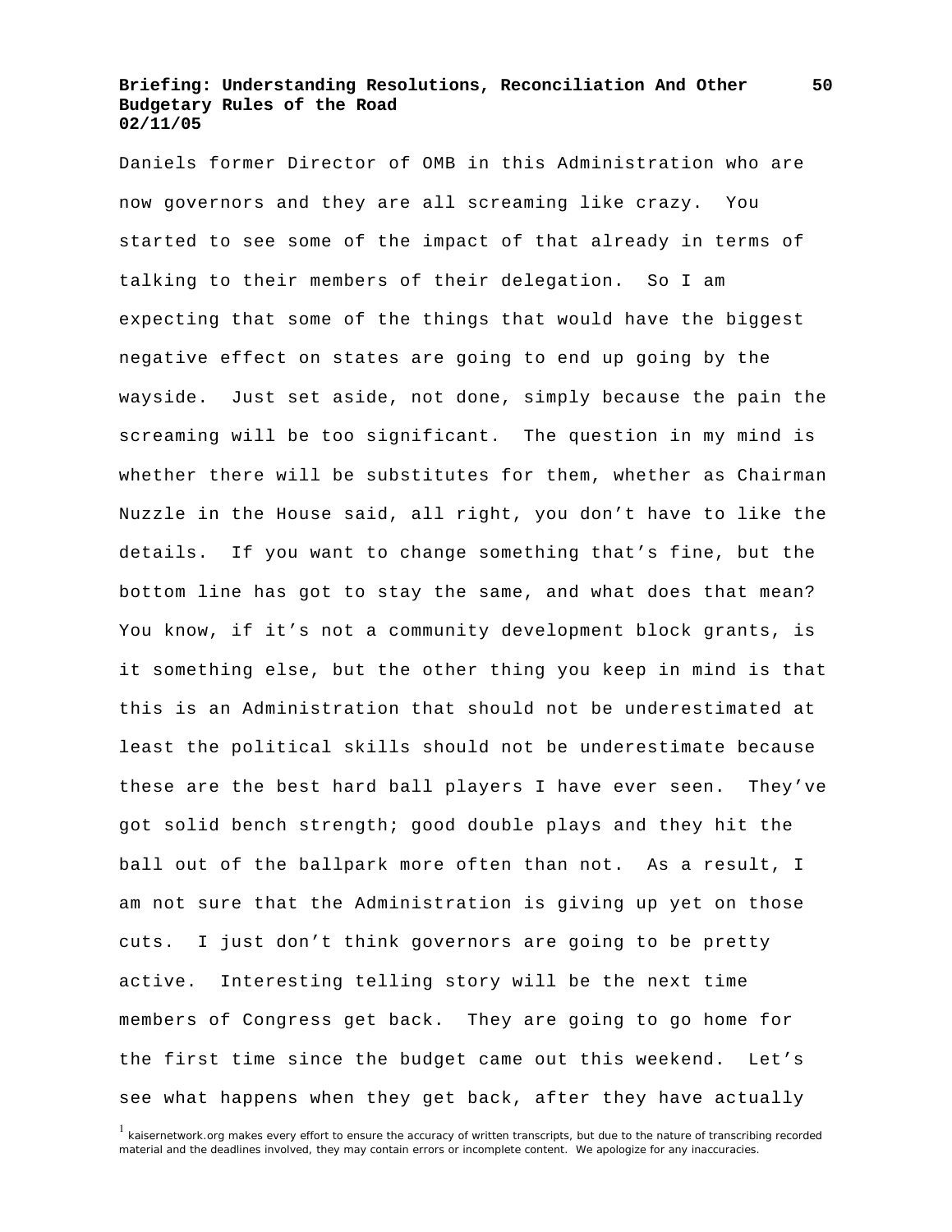Daniels former Director of OMB in this Administration who are now governors and they are all screaming like crazy. You started to see some of the impact of that already in terms of talking to their members of their delegation. So I am expecting that some of the things that would have the biggest negative effect on states are going to end up going by the wayside. Just set aside, not done, simply because the pain the screaming will be too significant. The question in my mind is whether there will be substitutes for them, whether as Chairman Nuzzle in the House said, all right, you don't have to like the details. If you want to change something that's fine, but the bottom line has got to stay the same, and what does that mean? You know, if it's not a community development block grants, is it something else, but the other thing you keep in mind is that this is an Administration that should not be underestimated at least the political skills should not be underestimate because these are the best hard ball players I have ever seen. They've got solid bench strength; good double plays and they hit the ball out of the ballpark more often than not. As a result, I am not sure that the Administration is giving up yet on those cuts. I just don't think governors are going to be pretty active. Interesting telling story will be the next time members of Congress get back. They are going to go home for the first time since the budget came out this weekend. Let's see what happens when they get back, after they have actually

[1] kaisernetwork.org makes every effort to ensure the accuracy of written transcripts, but due to the nature of transcribing recorded material and the deadlines involved, they may contain errors or incomplete content. We apologize for any inaccuracies.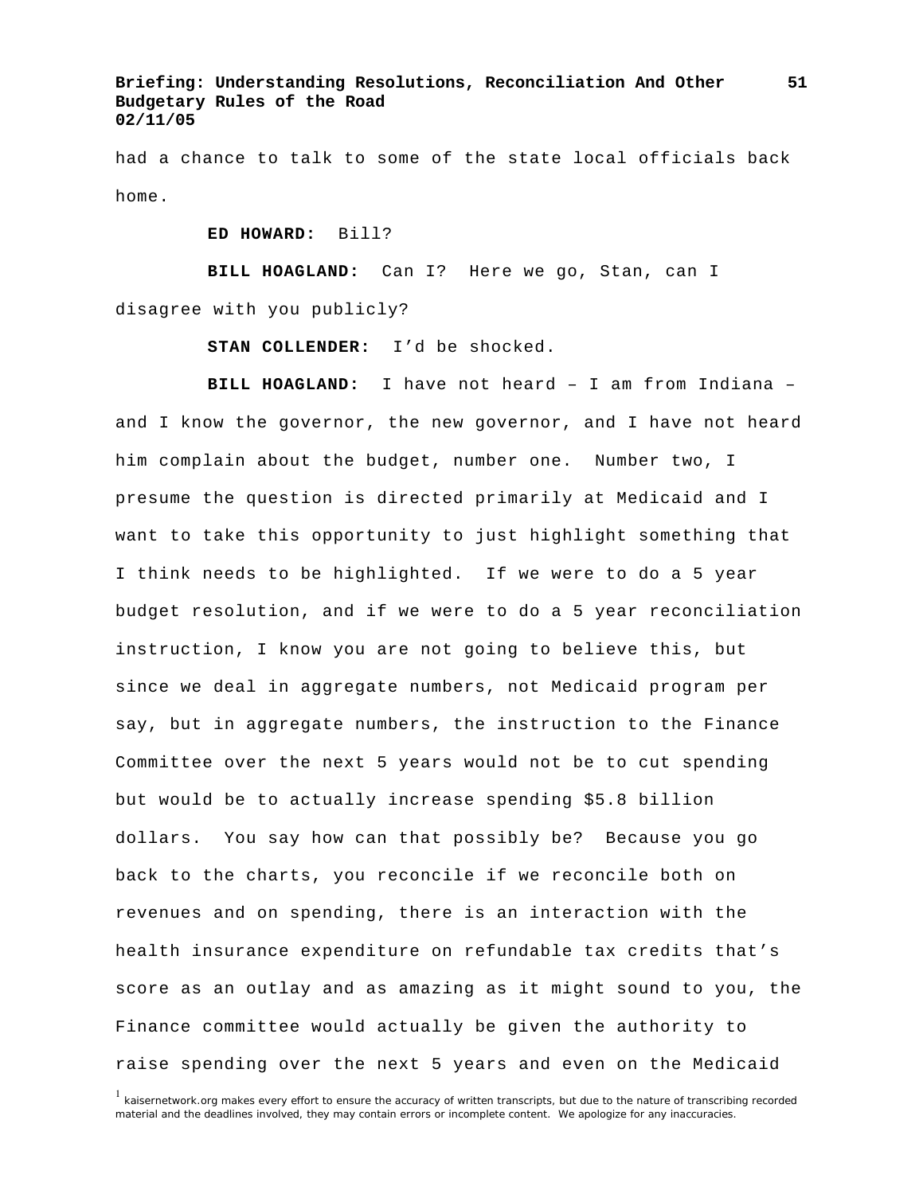had a chance to talk to some of the state local officials back home.

**ED HOWARD:** Bill?

**BILL HOAGLAND:** Can I? Here we go, Stan, can I disagree with you publicly?

**STAN COLLENDER:** I'd be shocked.

**BILL HOAGLAND:** I have not heard – I am from Indiana – and I know the governor, the new governor, and I have not heard him complain about the budget, number one. Number two, I presume the question is directed primarily at Medicaid and I want to take this opportunity to just highlight something that I think needs to be highlighted. If we were to do a 5 year budget resolution, and if we were to do a 5 year reconciliation instruction, I know you are not going to believe this, but since we deal in aggregate numbers, not Medicaid program per say, but in aggregate numbers, the instruction to the Finance Committee over the next 5 years would not be to cut spending but would be to actually increase spending $5.8 billion dollars. You say how can that possibly be? Because you go back to the charts, you reconcile if we reconcile both on revenues and on spending, there is an interaction with the health insurance expenditure on refundable tax credits that's score as an outlay and as amazing as it might sound to you, the Finance committee would actually be given the authority to raise spending over the next 5 years and even on the Medicaid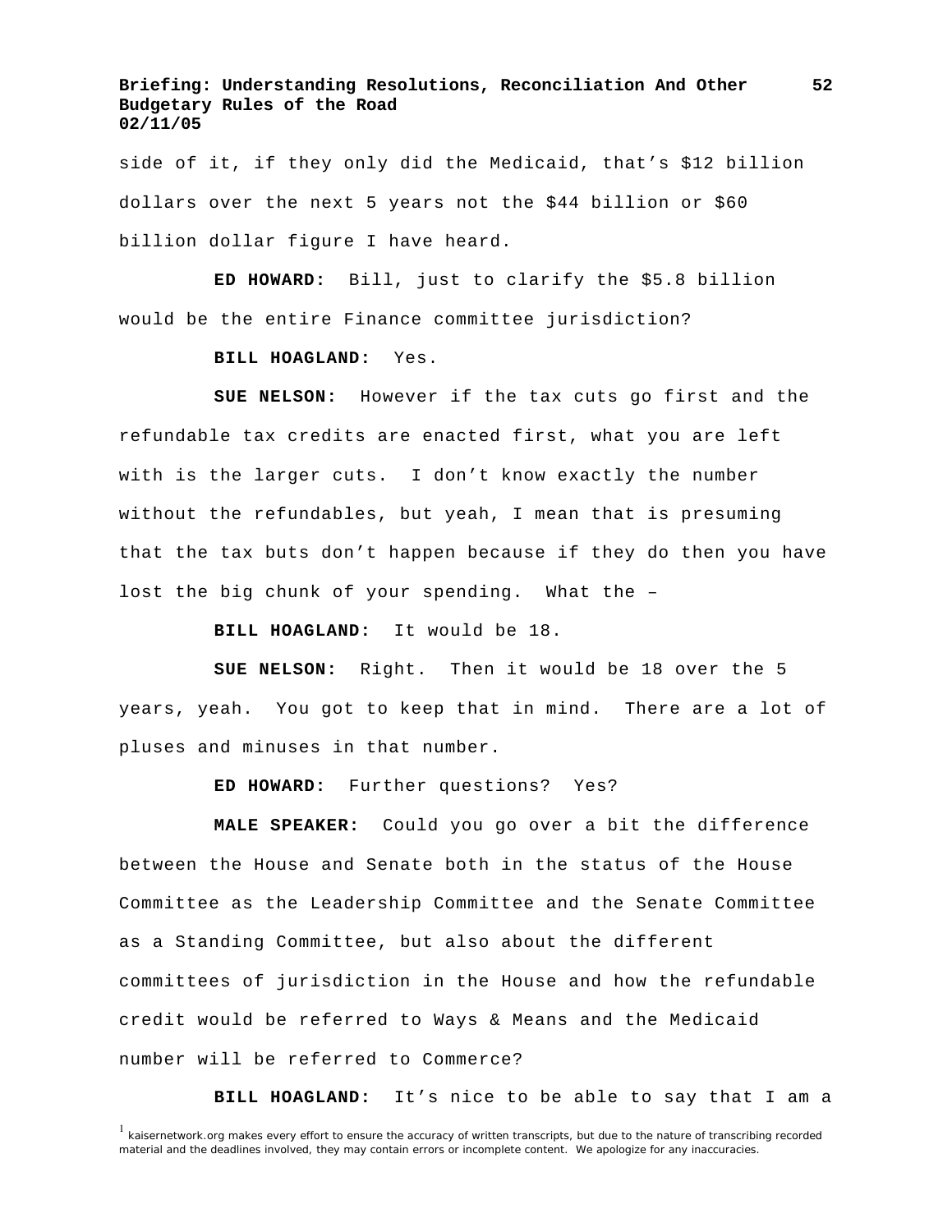side of it, if they only did the Medicaid, that's $12 billion dollars over the next 5 years not the $44 billion or $60 billion dollar figure I have heard.

**ED HOWARD:** Bill, just to clarify the $5.8 billion would be the entire Finance committee jurisdiction?

**BILL HOAGLAND:** Yes.

**SUE NELSON:** However if the tax cuts go first and the refundable tax credits are enacted first, what you are left with is the larger cuts. I don't know exactly the number without the refundables, but yeah, I mean that is presuming that the tax buts don't happen because if they do then you have lost the big chunk of your spending. What the –

**BILL HOAGLAND:** It would be 18.

**SUE NELSON:** Right. Then it would be 18 over the 5 years, yeah. You got to keep that in mind. There are a lot of pluses and minuses in that number.

**ED HOWARD:** Further questions? Yes?

**MALE SPEAKER:** Could you go over a bit the difference between the House and Senate both in the status of the House Committee as the Leadership Committee and the Senate Committee as a Standing Committee, but also about the different committees of jurisdiction in the House and how the refundable credit would be referred to Ways & Means and the Medicaid number will be referred to Commerce?

**BILL HOAGLAND:** It's nice to be able to say that I am a

[1] kaisernetwork.org makes every effort to ensure the accuracy of written transcripts, but due to the nature of transcribing recorded material and the deadlines involved, they may contain errors or incomplete content. We apologize for any inaccuracies.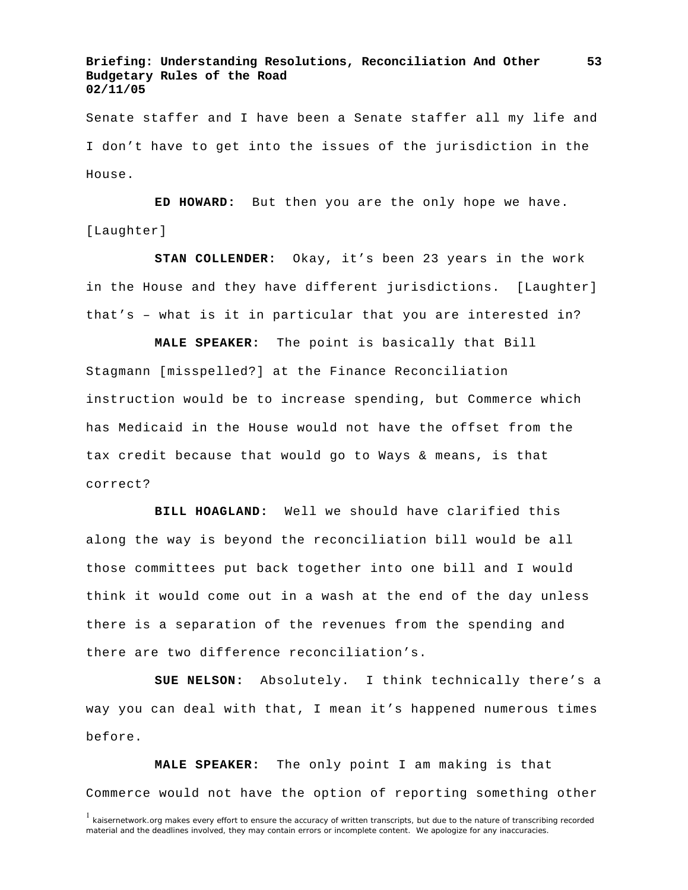Senate staffer and I have been a Senate staffer all my life and I don't have to get into the issues of the jurisdiction in the House.

**ED HOWARD:** But then you are the only hope we have. [Laughter]

**STAN COLLENDER:** Okay, it's been 23 years in the work in the House and they have different jurisdictions. [Laughter] that's – what is it in particular that you are interested in?

**MALE SPEAKER:** The point is basically that Bill Stagmann [misspelled?] at the Finance Reconciliation instruction would be to increase spending, but Commerce which has Medicaid in the House would not have the offset from the tax credit because that would go to Ways & means, is that correct?

**BILL HOAGLAND:** Well we should have clarified this along the way is beyond the reconciliation bill would be all those committees put back together into one bill and I would think it would come out in a wash at the end of the day unless there is a separation of the revenues from the spending and there are two difference reconciliation's.

**SUE NELSON:** Absolutely. I think technically there's a way you can deal with that, I mean it's happened numerous times before.

**MALE SPEAKER:** The only point I am making is that Commerce would not have the option of reporting something other

[1] kaisernetwork.org makes every effort to ensure the accuracy of written transcripts, but due to the nature of transcribing recorded material and the deadlines involved, they may contain errors or incomplete content. We apologize for any inaccuracies.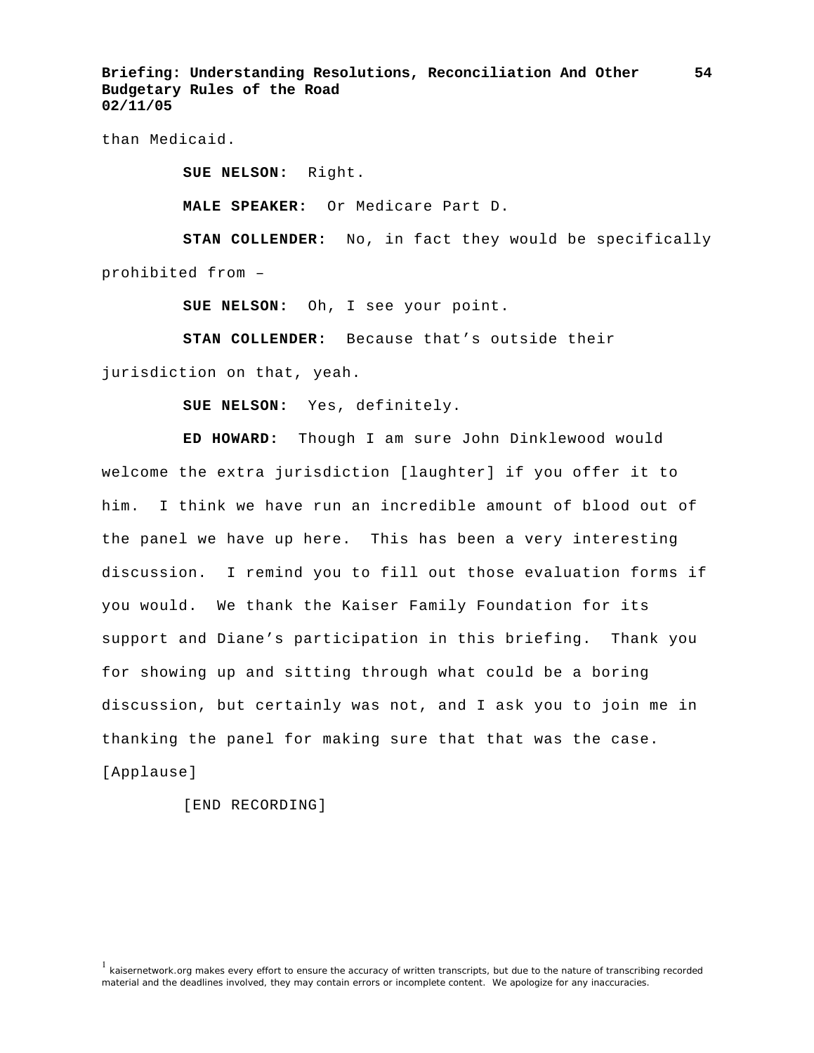than Medicaid.

**SUE NELSON:** Right.

**MALE SPEAKER:** Or Medicare Part D.

**STAN COLLENDER:** No, in fact they would be specifically prohibited from –

**SUE NELSON:** Oh, I see your point.

**STAN COLLENDER:** Because that's outside their jurisdiction on that, yeah.

**SUE NELSON:** Yes, definitely.

**ED HOWARD:** Though I am sure John Dinklewood would welcome the extra jurisdiction [laughter] if you offer it to him. I think we have run an incredible amount of blood out of the panel we have up here. This has been a very interesting discussion. I remind you to fill out those evaluation forms if you would. We thank the Kaiser Family Foundation for its support and Diane's participation in this briefing. Thank you for showing up and sitting through what could be a boring discussion, but certainly was not, and I ask you to join me in thanking the panel for making sure that that was the case. [Applause]

[END RECORDING]

[1] kaisernetwork.org makes every effort to ensure the accuracy of written transcripts, but due to the nature of transcribing recorded material and the deadlines involved, they may contain errors or incomplete content. We apologize for any inaccuracies.